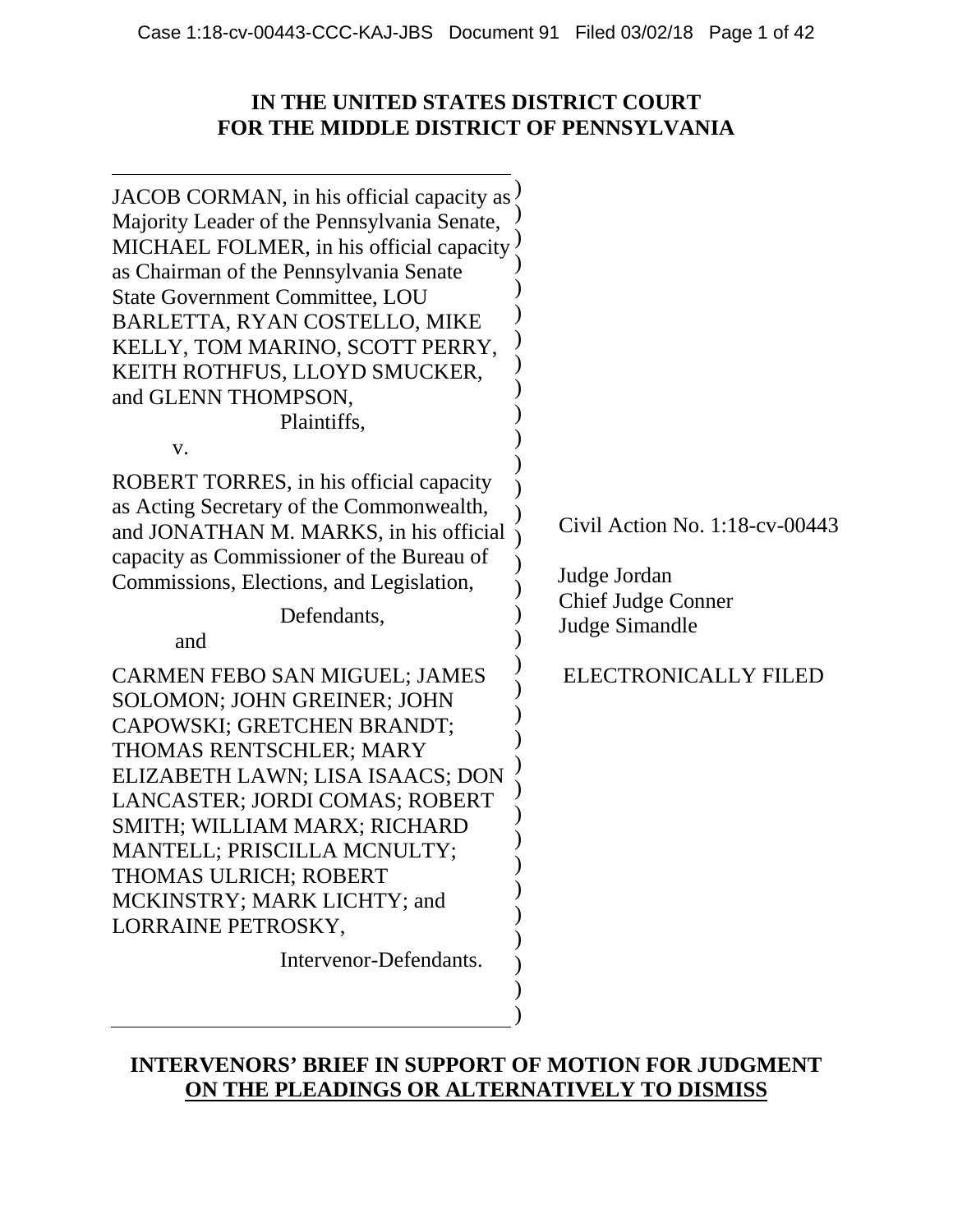**IN THE UNITED STATES DISTRICT COURT**
**FOR THE MIDDLE DISTRICT OF PENNSYLVANIA**

JACOB CORMAN, in his official capacity as Majority Leader of the Pennsylvania Senate, MICHAEL FOLMER, in his official capacity as Chairman of the Pennsylvania Senate State Government Committee, LOU BARLETTA, RYAN COSTELLO, MIKE KELLY, TOM MARINO, SCOTT PERRY, KEITH ROTHFUS, LLOYD SMUCKER, and GLENN THOMPSON,

Plaintiffs,

v.

ROBERT TORRES, in his official capacity as Acting Secretary of the Commonwealth, and JONATHAN M. MARKS, in his official capacity as Commissioner of the Bureau of Commissions, Elections, and Legislation,

Defendants,

and

CARMEN FEBO SAN MIGUEL; JAMES SOLOMON; JOHN GREINER; JOHN CAPOWSKI; GRETCHEN BRANDT; THOMAS RENTSCHLER; MARY ELIZABETH LAWN; LISA ISAACS; DON LANCASTER; JORDI COMAS; ROBERT SMITH; WILLIAM MARX; RICHARD MANTELL; PRISCILLA MCNULTY; THOMAS ULRICH; ROBERT MCKINSTRY; MARK LICHTY; and LORRAINE PETROSKY,

Intervenor-Defendants.

Civil Action No. 1:18-cv-00443

Judge Jordan
Chief Judge Conner
Judge Simandle

ELECTRONICALLY FILED

**INTERVENORS' BRIEF IN SUPPORT OF MOTION FOR JUDGMENT ON THE PLEADINGS OR ALTERNATIVELY TO DISMISS**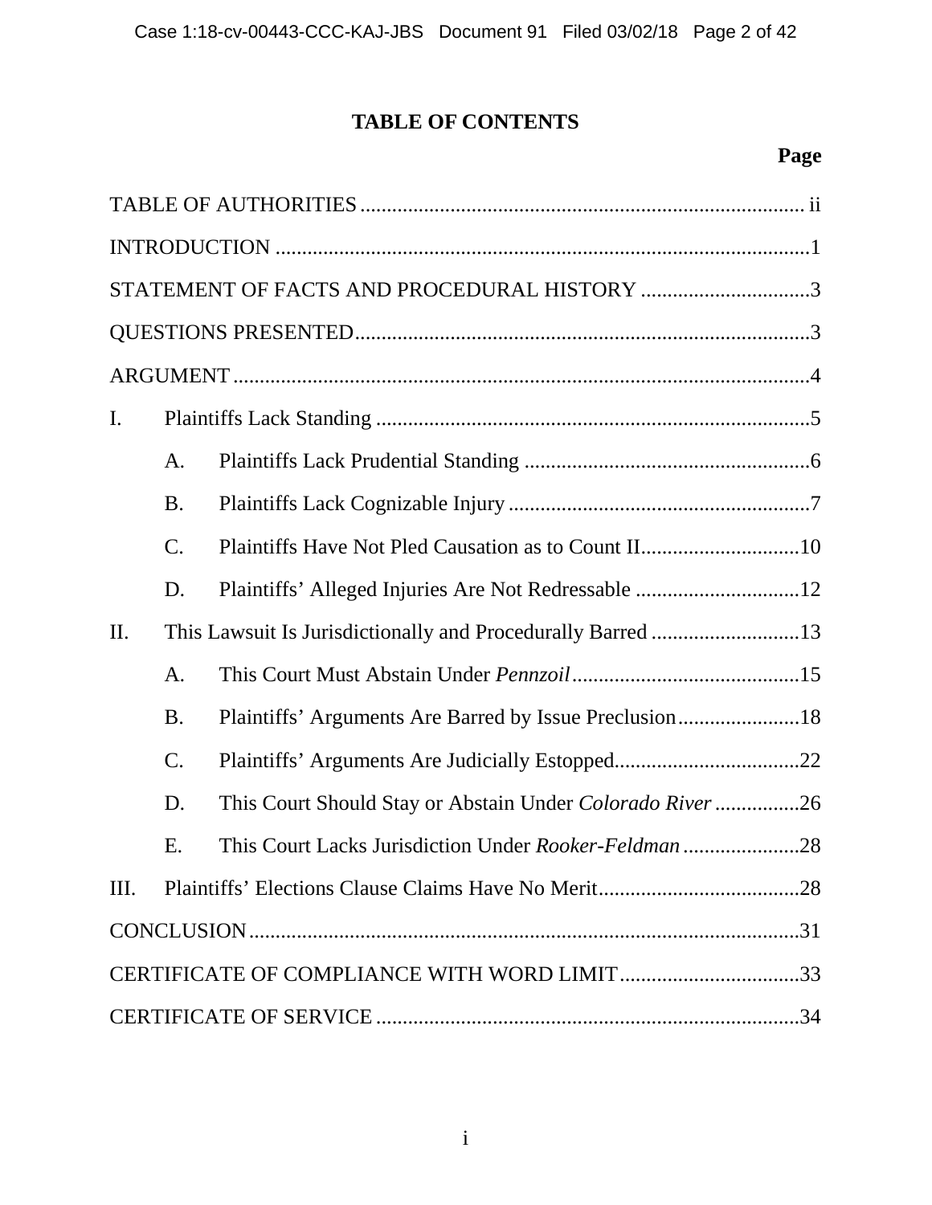# TABLE OF CONTENTS

| | | | Page |
|---|---|---|---|
| TABLE OF AUTHORITIES | | | ii |
| INTRODUCTION | | | 1 |
| STATEMENT OF FACTS AND PROCEDURAL HISTORY | | | 3 |
| QUESTIONS PRESENTED | | | 3 |
| ARGUMENT | | | 4 |
| I. | Plaintiffs Lack Standing | | 5 |
| | A. | Plaintiffs Lack Prudential Standing | 6 |
| | B. | Plaintiffs Lack Cognizable Injury | 7 |
| | C. | Plaintiffs Have Not Pled Causation as to Count II | 10 |
| | D. | Plaintiffs' Alleged Injuries Are Not Redressable | 12 |
| II. | This Lawsuit Is Jurisdictionally and Procedurally Barred | | 13 |
| | A. | This Court Must Abstain Under *Pennzoil* | 15 |
| | B. | Plaintiffs' Arguments Are Barred by Issue Preclusion | 18 |
| | C. | Plaintiffs' Arguments Are Judicially Estopped | 22 |
| | D. | This Court Should Stay or Abstain Under *Colorado River* | 26 |
| | E. | This Court Lacks Jurisdiction Under *Rooker-Feldman* | 28 |
| III. | Plaintiffs' Elections Clause Claims Have No Merit | | 28 |
| CONCLUSION | | | 31 |
| CERTIFICATE OF COMPLIANCE WITH WORD LIMIT | | | 33 |
| CERTIFICATE OF SERVICE | | | 34 |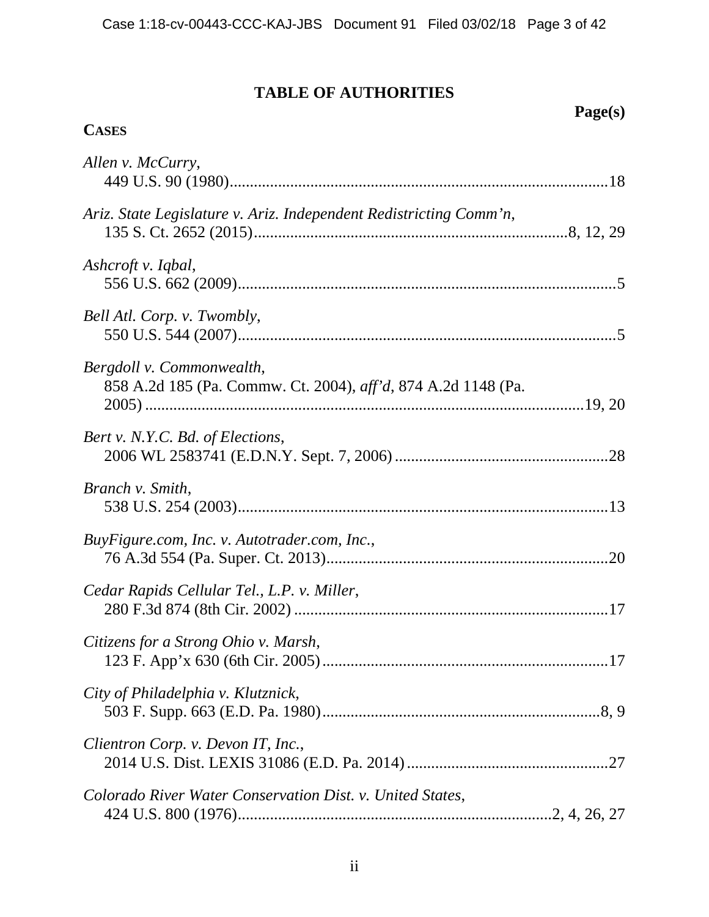# TABLE OF AUTHORITIES

**Page(s)**

**CASES**

*Allen v. McCurry*,
449 U.S. 90 (1980).............................................................................................18

*Ariz. State Legislature v. Ariz. Independent Redistricting Comm'n*,
135 S. Ct. 2652 (2015)...........................................................................8, 12, 29

*Ashcroft v. Iqbal*,
556 U.S. 662 (2009).............................................................................................5

*Bell Atl. Corp. v. Twombly*,
550 U.S. 544 (2007).............................................................................................5

*Bergdoll v. Commonwealth*,
858 A.2d 185 (Pa. Commw. Ct. 2004), *aff'd*, 874 A.2d 1148 (Pa. 2005) .............................................................................................19, 20

*Bert v. N.Y.C. Bd. of Elections*,
2006 WL 2583741 (E.D.N.Y. Sept. 7, 2006) .....................................................28

*Branch v. Smith*,
538 U.S. 254 (2003)...........................................................................................13

*BuyFigure.com, Inc. v. Autotrader.com, Inc.*,
76 A.3d 554 (Pa. Super. Ct. 2013)......................................................................20

*Cedar Rapids Cellular Tel., L.P. v. Miller*,
280 F.3d 874 (8th Cir. 2002) ..............................................................................17

*Citizens for a Strong Ohio v. Marsh*,
123 F. App'x 630 (6th Cir. 2005).......................................................................17

*City of Philadelphia v. Klutznick*,
503 F. Supp. 663 (E.D. Pa. 1980).....................................................................8, 9

*Clientron Corp. v. Devon IT, Inc.*,
2014 U.S. Dist. LEXIS 31086 (E.D. Pa. 2014) ..................................................27

*Colorado River Water Conservation Dist. v. United States*,
424 U.S. 800 (1976)............................................................................2, 4, 26, 27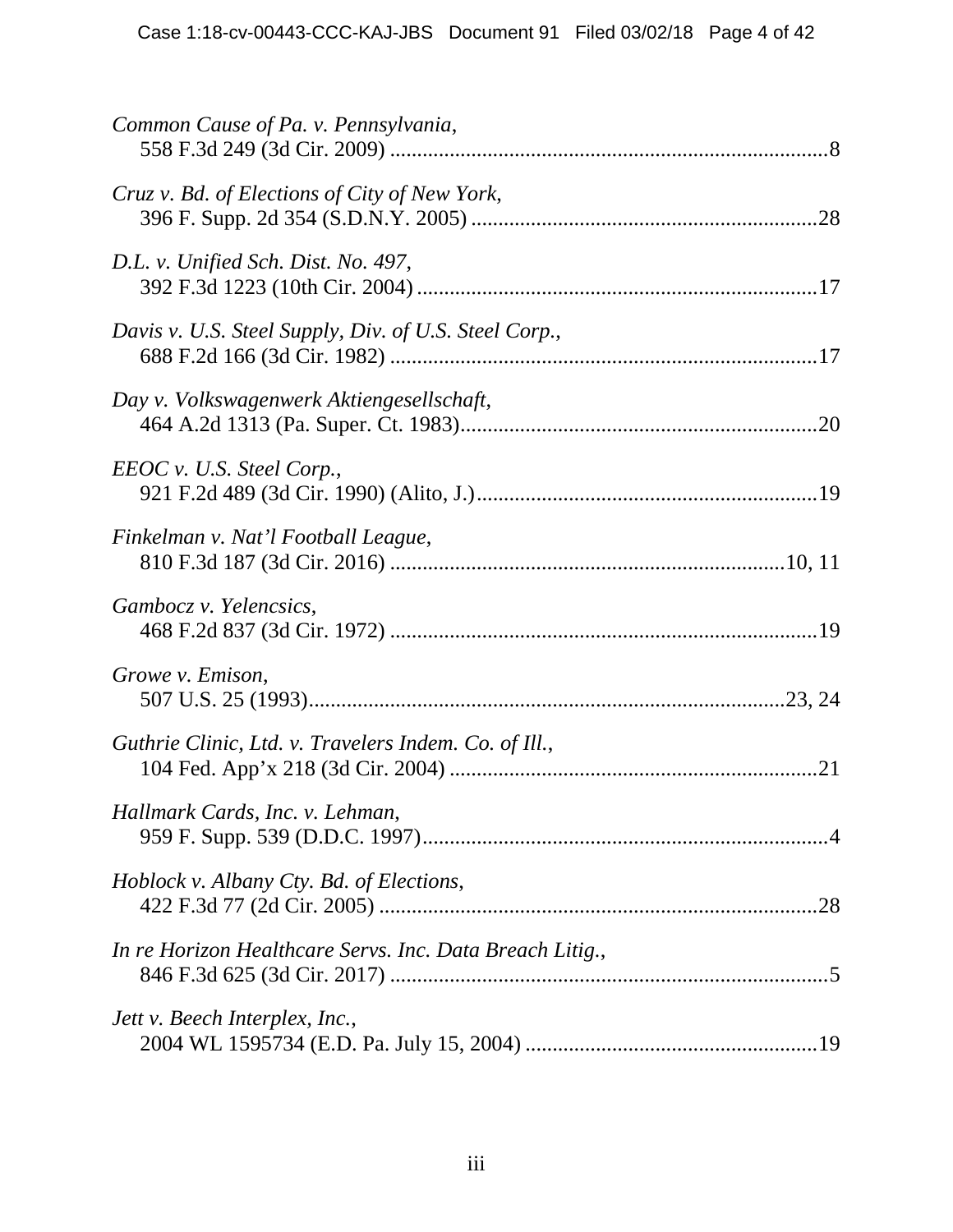*Common Cause of Pa. v. Pennsylvania*,
558 F.3d 249 (3d Cir. 2009) ....................................................................................8

*Cruz v. Bd. of Elections of City of New York*,
396 F. Supp. 2d 354 (S.D.N.Y. 2005) ....................................................................28

*D.L. v. Unified Sch. Dist. No. 497*,
392 F.3d 1223 (10th Cir. 2004) .............................................................................17

*Davis v. U.S. Steel Supply, Div. of U.S. Steel Corp.*,
688 F.2d 166 (3d Cir. 1982) ...................................................................................17

*Day v. Volkswagenwerk Aktiengesellschaft*,
464 A.2d 1313 (Pa. Super. Ct. 1983).......................................................................20

*EEOC v. U.S. Steel Corp.*,
921 F.2d 489 (3d Cir. 1990) (Alito, J.)....................................................................19

*Finkelman v. Nat'l Football League*,
810 F.3d 187 (3d Cir. 2016) ..............................................................................10, 11

*Gambocz v. Yelencsics*,
468 F.2d 837 (3d Cir. 1972) ...................................................................................19

*Growe v. Emison*,
507 U.S. 25 (1993)...............................................................................................23, 24

*Guthrie Clinic, Ltd. v. Travelers Indem. Co. of Ill.*,
104 Fed. App'x 218 (3d Cir. 2004) ........................................................................21

*Hallmark Cards, Inc. v. Lehman*,
959 F. Supp. 539 (D.D.C. 1997)...............................................................................4

*Hoblock v. Albany Cty. Bd. of Elections*,
422 F.3d 77 (2d Cir. 2005) .....................................................................................28

*In re Horizon Healthcare Servs. Inc. Data Breach Litig.*,
846 F.3d 625 (3d Cir. 2017) .....................................................................................5

*Jett v. Beech Interplex, Inc.*,
2004 WL 1595734 (E.D. Pa. July 15, 2004) ..........................................................19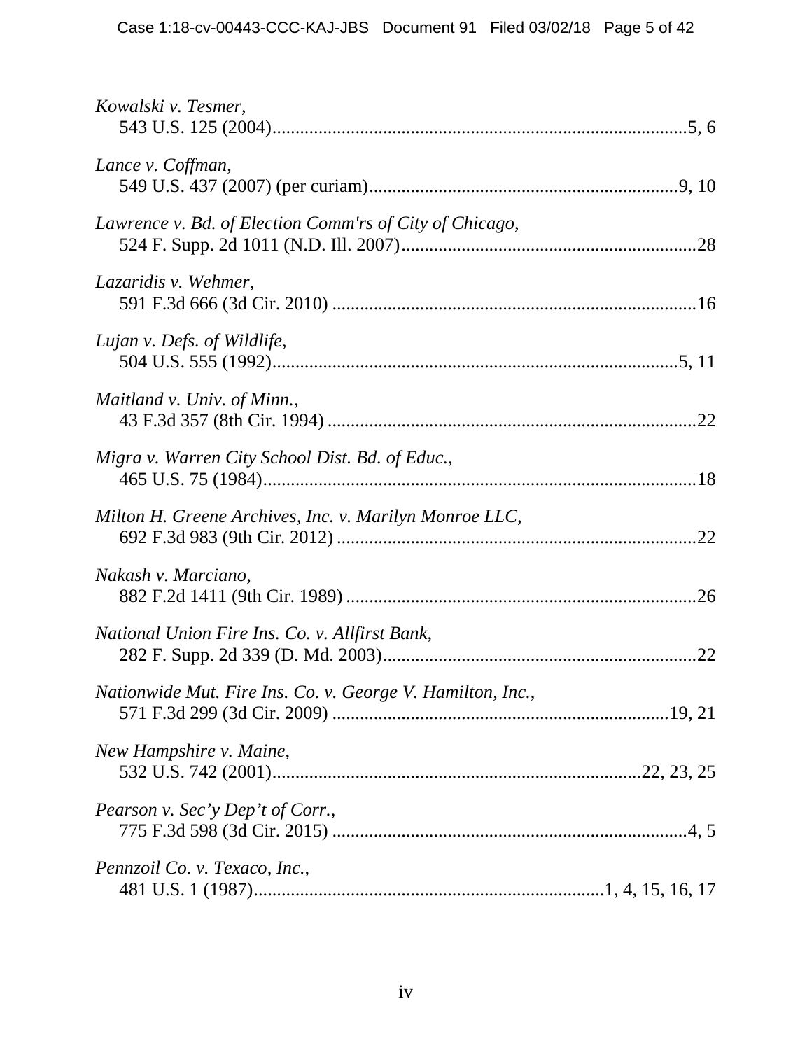*Kowalski v. Tesmer*,
543 U.S. 125 (2004)........................................................................................5, 6

*Lance v. Coffman*,
549 U.S. 437 (2007) (per curiam)..................................................................9, 10

*Lawrence v. Bd. of Election Comm'rs of City of Chicago*,
524 F. Supp. 2d 1011 (N.D. Ill. 2007)..............................................................28

*Lazaridis v. Wehmer*,
591 F.3d 666 (3d Cir. 2010) ............................................................................16

*Lujan v. Defs. of Wildlife*,
504 U.S. 555 (1992)........................................................................................5, 11

*Maitland v. Univ. of Minn.*,
43 F.3d 357 (8th Cir. 1994) .............................................................................22

*Migra v. Warren City School Dist. Bd. of Educ.*,
465 U.S. 75 (1984)...........................................................................................18

*Milton H. Greene Archives, Inc. v. Marilyn Monroe LLC*,
692 F.3d 983 (9th Cir. 2012) ...........................................................................22

*Nakash v. Marciano*,
882 F.2d 1411 (9th Cir. 1989) .........................................................................26

*National Union Fire Ins. Co. v. Allfirst Bank*,
282 F. Supp. 2d 339 (D. Md. 2003).................................................................22

*Nationwide Mut. Fire Ins. Co. v. George V. Hamilton, Inc.*,
571 F.3d 299 (3d Cir. 2009) .......................................................................19, 21

*New Hampshire v. Maine*,
532 U.S. 742 (2001)...........................................................................22, 23, 25

*Pearson v. Sec'y Dep't of Corr.*,
775 F.3d 598 (3d Cir. 2015) ...........................................................................4, 5

*Pennzoil Co. v. Texaco, Inc.*,
481 U.S. 1 (1987).........................................................................1, 4, 15, 16, 17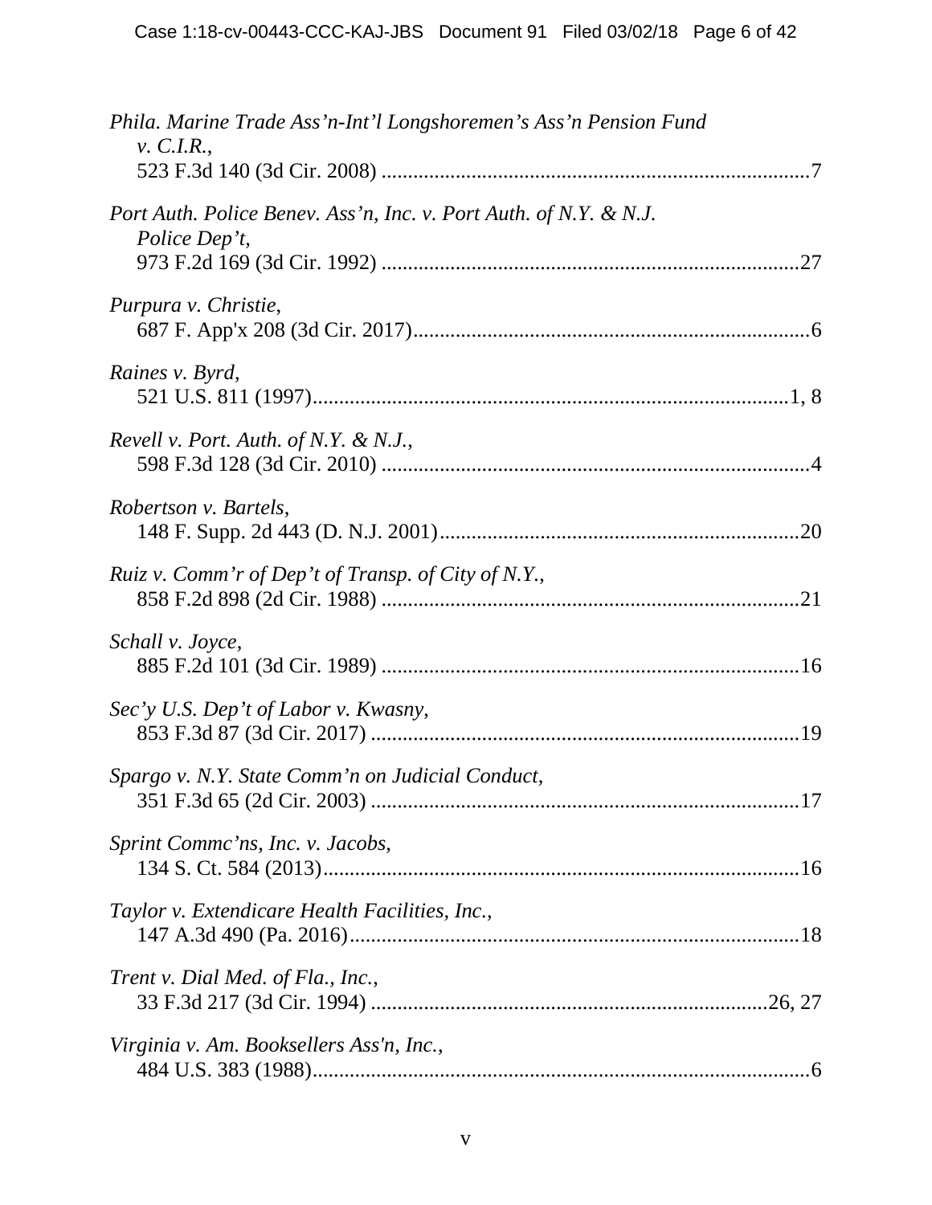*Phila. Marine Trade Ass'n-Int'l Longshoremen's Ass'n Pension Fund v. C.I.R.*,
523 F.3d 140 (3d Cir. 2008) ....................................................................................7

*Port Auth. Police Benev. Ass'n, Inc. v. Port Auth. of N.Y. & N.J. Police Dep't*,
973 F.2d 169 (3d Cir. 1992) ....................................................................................27

*Purpura v. Christie*,
687 F. App'x 208 (3d Cir. 2017)..............................................................................6

*Raines v. Byrd*,
521 U.S. 811 (1997)...........................................................................................1, 8

*Revell v. Port. Auth. of N.Y. & N.J.*,
598 F.3d 128 (3d Cir. 2010) ....................................................................................4

*Robertson v. Bartels*,
148 F. Supp. 2d 443 (D. N.J. 2001).......................................................................20

*Ruiz v. Comm'r of Dep't of Transp. of City of N.Y.*,
858 F.2d 898 (2d Cir. 1988) ..................................................................................21

*Schall v. Joyce*,
885 F.2d 101 (3d Cir. 1989) ..................................................................................16

*Sec'y U.S. Dep't of Labor v. Kwasny*,
853 F.3d 87 (3d Cir. 2017) ....................................................................................19

*Spargo v. N.Y. State Comm'n on Judicial Conduct*,
351 F.3d 65 (2d Cir. 2003) ....................................................................................17

*Sprint Commc'ns, Inc. v. Jacobs*,
134 S. Ct. 584 (2013).............................................................................................16

*Taylor v. Extendicare Health Facilities, Inc.*,
147 A.3d 490 (Pa. 2016)........................................................................................18

*Trent v. Dial Med. of Fla., Inc.*,
33 F.3d 217 (3d Cir. 1994) ..............................................................................26, 27

*Virginia v. Am. Booksellers Ass'n, Inc.*,
484 U.S. 383 (1988)................................................................................................6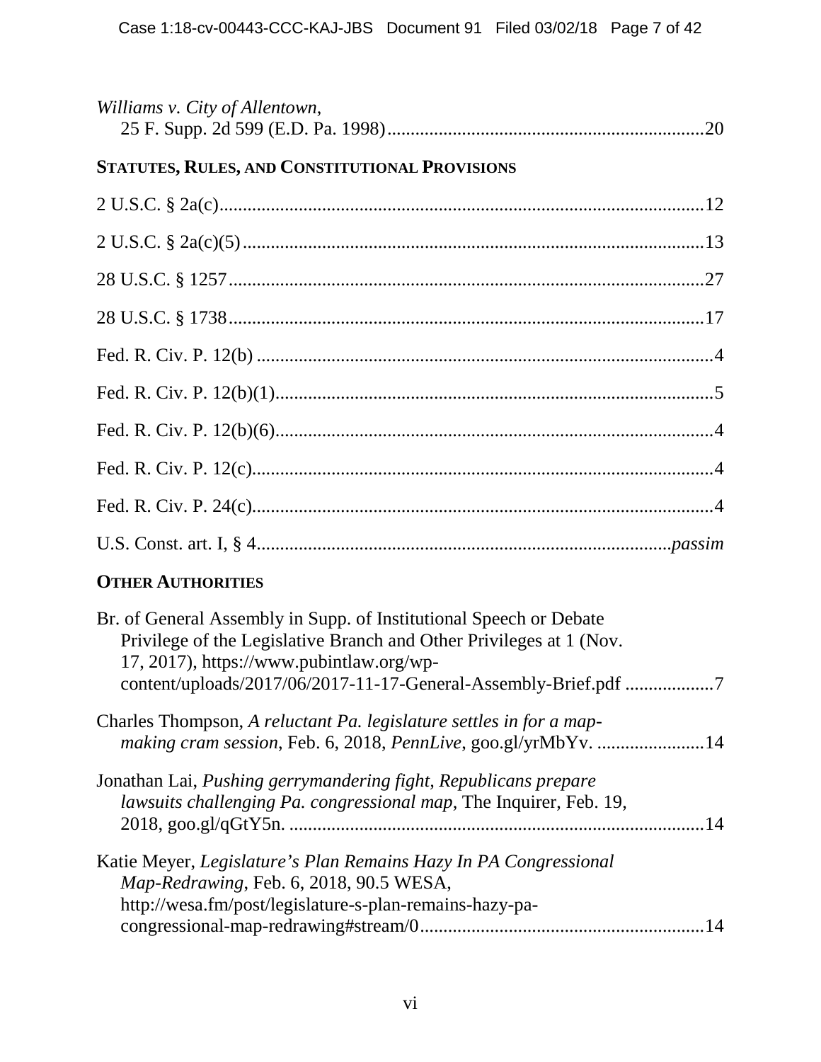*Williams v. City of Allentown*,
25 F. Supp. 2d 599 (E.D. Pa. 1998) .................................................................... 20

**STATUTES, RULES, AND CONSTITUTIONAL PROVISIONS**

2 U.S.C. § 2a(c) ........................................................................................................ 12

2 U.S.C. § 2a(c)(5) .................................................................................................... 13

28 U.S.C. § 1257 ....................................................................................................... 27

28 U.S.C. § 1738 ....................................................................................................... 17

Fed. R. Civ. P. 12(b) .................................................................................................. 4

Fed. R. Civ. P. 12(b)(1) .............................................................................................. 5

Fed. R. Civ. P. 12(b)(6) .............................................................................................. 4

Fed. R. Civ. P. 12(c) ................................................................................................... 4

Fed. R. Civ. P. 24(c) ................................................................................................... 4

U.S. Const. art. I, § 4 ........................................................................................ *passim*

**OTHER AUTHORITIES**

Br. of General Assembly in Supp. of Institutional Speech or Debate Privilege of the Legislative Branch and Other Privileges at 1 (Nov. 17, 2017), https://www.pubintlaw.org/wp-content/uploads/2017/06/2017-11-17-General-Assembly-Brief.pdf .................. 7

Charles Thompson, *A reluctant Pa. legislature settles in for a map-making cram session*, Feb. 6, 2018, *PennLive*, goo.gl/yrMbYv. ....................... 14

Jonathan Lai, *Pushing gerrymandering fight, Republicans prepare lawsuits challenging Pa. congressional map*, The Inquirer, Feb. 19, 2018, goo.gl/qGtY5n. ........................................................................................ 14

Katie Meyer, *Legislature's Plan Remains Hazy In PA Congressional Map-Redrawing*, Feb. 6, 2018, 90.5 WESA, http://wesa.fm/post/legislature-s-plan-remains-hazy-pa-congressional-map-redrawing#stream/0 ............................................................ 14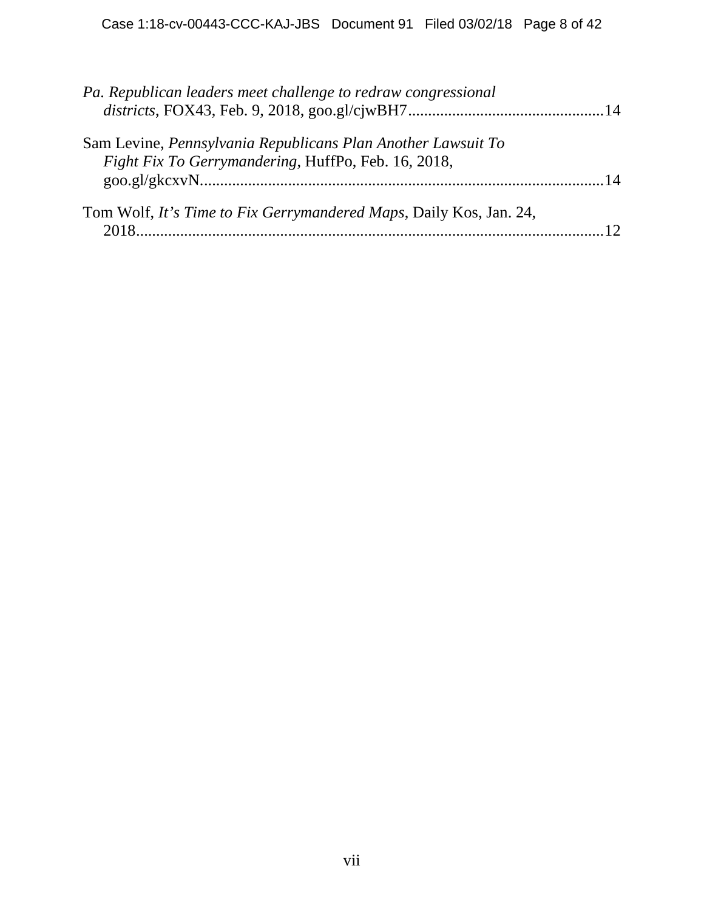*Pa. Republican leaders meet challenge to redraw congressional districts*, FOX43, Feb. 9, 2018, goo.gl/cjwBH7..................................................14

Sam Levine, *Pennsylvania Republicans Plan Another Lawsuit To Fight Fix To Gerrymandering*, HuffPo, Feb. 16, 2018, goo.gl/gkcxvN....................................................................................................14

Tom Wolf, *It's Time to Fix Gerrymandered Maps*, Daily Kos, Jan. 24, 2018....................................................................................................................12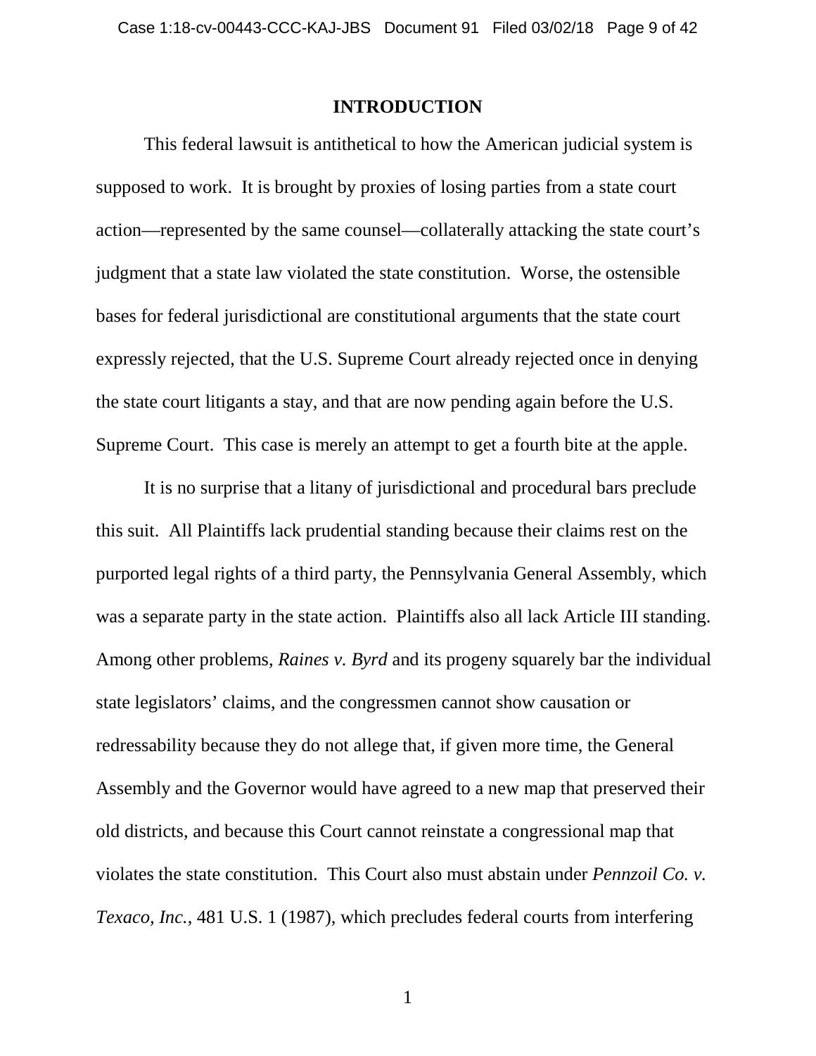## INTRODUCTION

This federal lawsuit is antithetical to how the American judicial system is supposed to work. It is brought by proxies of losing parties from a state court action—represented by the same counsel—collaterally attacking the state court's judgment that a state law violated the state constitution. Worse, the ostensible bases for federal jurisdictional are constitutional arguments that the state court expressly rejected, that the U.S. Supreme Court already rejected once in denying the state court litigants a stay, and that are now pending again before the U.S. Supreme Court. This case is merely an attempt to get a fourth bite at the apple.

It is no surprise that a litany of jurisdictional and procedural bars preclude this suit. All Plaintiffs lack prudential standing because their claims rest on the purported legal rights of a third party, the Pennsylvania General Assembly, which was a separate party in the state action. Plaintiffs also all lack Article III standing. Among other problems, *Raines v. Byrd* and its progeny squarely bar the individual state legislators' claims, and the congressmen cannot show causation or redressability because they do not allege that, if given more time, the General Assembly and the Governor would have agreed to a new map that preserved their old districts, and because this Court cannot reinstate a congressional map that violates the state constitution. This Court also must abstain under *Pennzoil Co. v. Texaco, Inc.*, 481 U.S. 1 (1987), which precludes federal courts from interfering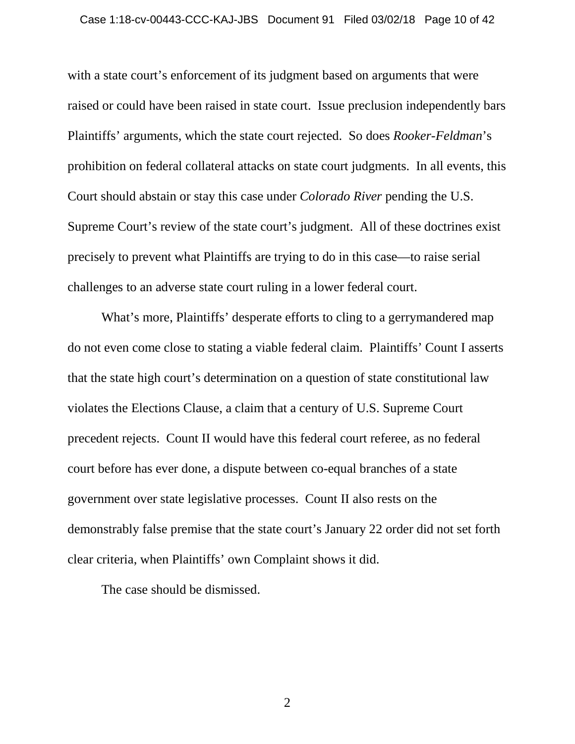with a state court's enforcement of its judgment based on arguments that were raised or could have been raised in state court. Issue preclusion independently bars Plaintiffs' arguments, which the state court rejected. So does *Rooker-Feldman*'s prohibition on federal collateral attacks on state court judgments. In all events, this Court should abstain or stay this case under *Colorado River* pending the U.S. Supreme Court's review of the state court's judgment. All of these doctrines exist precisely to prevent what Plaintiffs are trying to do in this case—to raise serial challenges to an adverse state court ruling in a lower federal court.

What's more, Plaintiffs' desperate efforts to cling to a gerrymandered map do not even come close to stating a viable federal claim. Plaintiffs' Count I asserts that the state high court's determination on a question of state constitutional law violates the Elections Clause, a claim that a century of U.S. Supreme Court precedent rejects. Count II would have this federal court referee, as no federal court before has ever done, a dispute between co-equal branches of a state government over state legislative processes. Count II also rests on the demonstrably false premise that the state court's January 22 order did not set forth clear criteria, when Plaintiffs' own Complaint shows it did.

The case should be dismissed.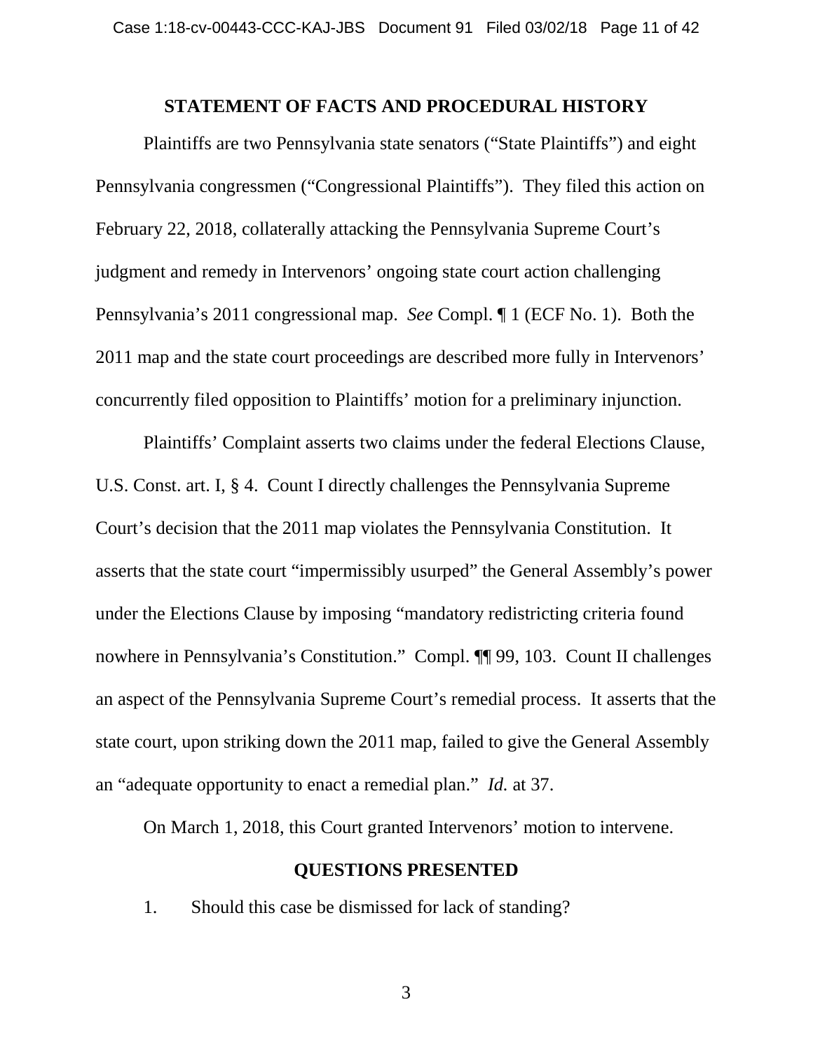## STATEMENT OF FACTS AND PROCEDURAL HISTORY

Plaintiffs are two Pennsylvania state senators ("State Plaintiffs") and eight Pennsylvania congressmen ("Congressional Plaintiffs"). They filed this action on February 22, 2018, collaterally attacking the Pennsylvania Supreme Court's judgment and remedy in Intervenors' ongoing state court action challenging Pennsylvania's 2011 congressional map. *See* Compl. ¶ 1 (ECF No. 1). Both the 2011 map and the state court proceedings are described more fully in Intervenors' concurrently filed opposition to Plaintiffs' motion for a preliminary injunction.

Plaintiffs' Complaint asserts two claims under the federal Elections Clause, U.S. Const. art. I, § 4. Count I directly challenges the Pennsylvania Supreme Court's decision that the 2011 map violates the Pennsylvania Constitution. It asserts that the state court "impermissibly usurped" the General Assembly's power under the Elections Clause by imposing "mandatory redistricting criteria found nowhere in Pennsylvania's Constitution." Compl. ¶¶ 99, 103. Count II challenges an aspect of the Pennsylvania Supreme Court's remedial process. It asserts that the state court, upon striking down the 2011 map, failed to give the General Assembly an "adequate opportunity to enact a remedial plan." *Id.* at 37.

On March 1, 2018, this Court granted Intervenors' motion to intervene.

## QUESTIONS PRESENTED

1. Should this case be dismissed for lack of standing?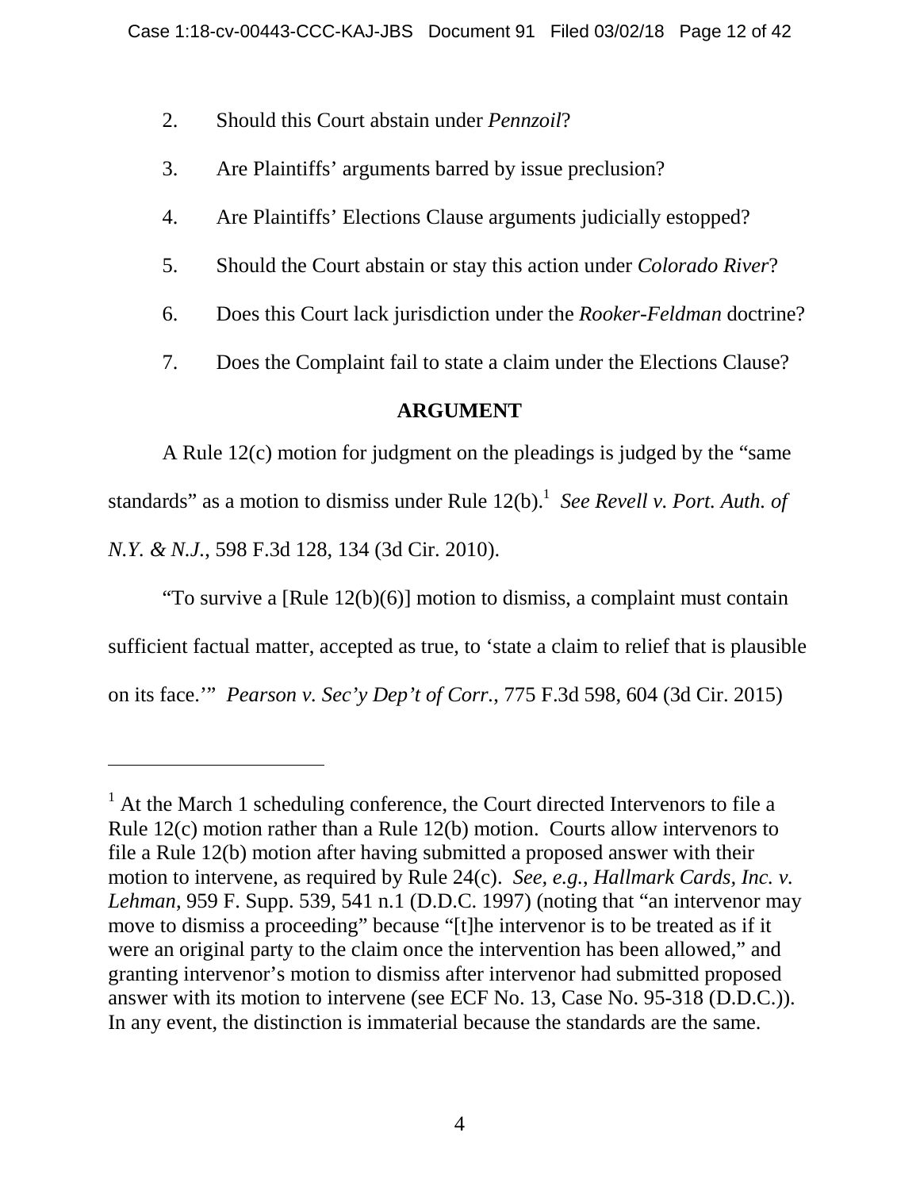2. Should this Court abstain under *Pennzoil*?

3. Are Plaintiffs' arguments barred by issue preclusion?

4. Are Plaintiffs' Elections Clause arguments judicially estopped?

5. Should the Court abstain or stay this action under *Colorado River*?

6. Does this Court lack jurisdiction under the *Rooker-Feldman* doctrine?

7. Does the Complaint fail to state a claim under the Elections Clause?

## ARGUMENT

A Rule 12(c) motion for judgment on the pleadings is judged by the "same standards" as a motion to dismiss under Rule 12(b).[1] *See Revell v. Port. Auth. of N.Y. & N.J.*, 598 F.3d 128, 134 (3d Cir. 2010).

"To survive a [Rule 12(b)(6)] motion to dismiss, a complaint must contain sufficient factual matter, accepted as true, to 'state a claim to relief that is plausible on its face.'" *Pearson v. Sec'y Dep't of Corr.*, 775 F.3d 598, 604 (3d Cir. 2015)

---

[1] At the March 1 scheduling conference, the Court directed Intervenors to file a Rule 12(c) motion rather than a Rule 12(b) motion. Courts allow intervenors to file a Rule 12(b) motion after having submitted a proposed answer with their motion to intervene, as required by Rule 24(c). *See, e.g.*, *Hallmark Cards, Inc. v. Lehman*, 959 F. Supp. 539, 541 n.1 (D.D.C. 1997) (noting that "an intervenor may move to dismiss a proceeding" because "[t]he intervenor is to be treated as if it were an original party to the claim once the intervention has been allowed," and granting intervenor's motion to dismiss after intervenor had submitted proposed answer with its motion to intervene (see ECF No. 13, Case No. 95-318 (D.D.C.)). In any event, the distinction is immaterial because the standards are the same.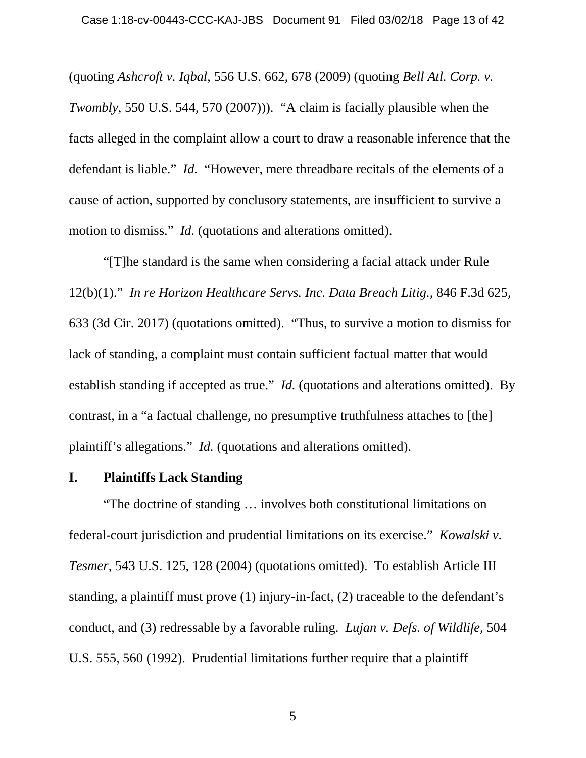(quoting *Ashcroft v. Iqbal*, 556 U.S. 662, 678 (2009) (quoting *Bell Atl. Corp. v. Twombly*, 550 U.S. 544, 570 (2007))). "A claim is facially plausible when the facts alleged in the complaint allow a court to draw a reasonable inference that the defendant is liable." *Id.* "However, mere threadbare recitals of the elements of a cause of action, supported by conclusory statements, are insufficient to survive a motion to dismiss." *Id.* (quotations and alterations omitted).

"[T]he standard is the same when considering a facial attack under Rule 12(b)(1)." *In re Horizon Healthcare Servs. Inc. Data Breach Litig.*, 846 F.3d 625, 633 (3d Cir. 2017) (quotations omitted). "Thus, to survive a motion to dismiss for lack of standing, a complaint must contain sufficient factual matter that would establish standing if accepted as true." *Id.* (quotations and alterations omitted). By contrast, in a "a factual challenge, no presumptive truthfulness attaches to [the] plaintiff's allegations." *Id.* (quotations and alterations omitted).

## I. Plaintiffs Lack Standing

"The doctrine of standing … involves both constitutional limitations on federal-court jurisdiction and prudential limitations on its exercise." *Kowalski v. Tesmer*, 543 U.S. 125, 128 (2004) (quotations omitted). To establish Article III standing, a plaintiff must prove (1) injury-in-fact, (2) traceable to the defendant's conduct, and (3) redressable by a favorable ruling. *Lujan v. Defs. of Wildlife*, 504 U.S. 555, 560 (1992). Prudential limitations further require that a plaintiff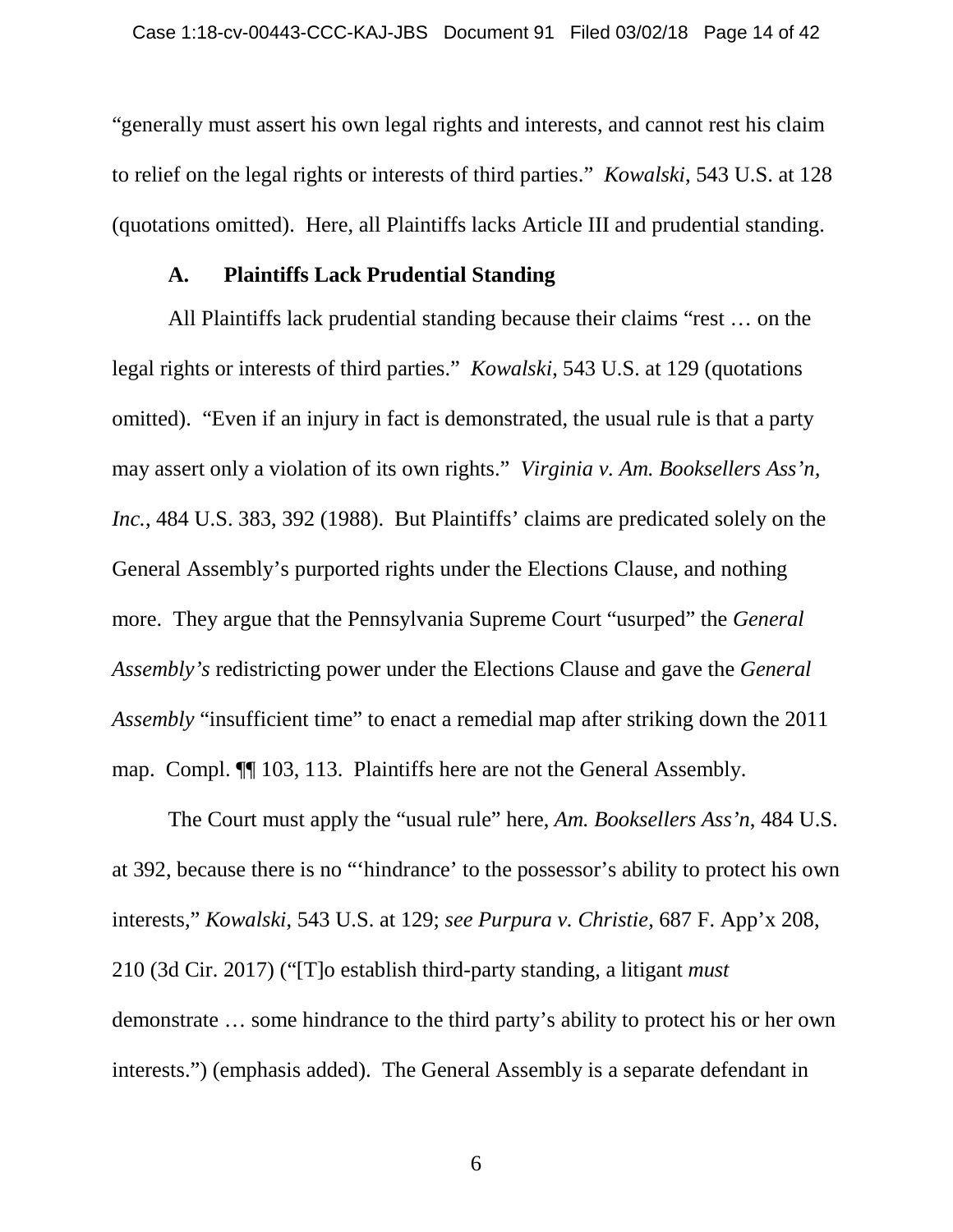"generally must assert his own legal rights and interests, and cannot rest his claim to relief on the legal rights or interests of third parties." *Kowalski*, 543 U.S. at 128 (quotations omitted). Here, all Plaintiffs lacks Article III and prudential standing.

### A. Plaintiffs Lack Prudential Standing

All Plaintiffs lack prudential standing because their claims "rest … on the legal rights or interests of third parties." *Kowalski*, 543 U.S. at 129 (quotations omitted). "Even if an injury in fact is demonstrated, the usual rule is that a party may assert only a violation of its own rights." *Virginia v. Am. Booksellers Ass'n, Inc.*, 484 U.S. 383, 392 (1988). But Plaintiffs' claims are predicated solely on the General Assembly's purported rights under the Elections Clause, and nothing more. They argue that the Pennsylvania Supreme Court "usurped" the *General Assembly's* redistricting power under the Elections Clause and gave the *General Assembly* "insufficient time" to enact a remedial map after striking down the 2011 map. Compl. ¶¶ 103, 113. Plaintiffs here are not the General Assembly.

The Court must apply the "usual rule" here, *Am. Booksellers Ass'n*, 484 U.S. at 392, because there is no "'hindrance' to the possessor's ability to protect his own interests," *Kowalski*, 543 U.S. at 129; *see Purpura v. Christie*, 687 F. App'x 208, 210 (3d Cir. 2017) ("[T]o establish third-party standing, a litigant *must* demonstrate … some hindrance to the third party's ability to protect his or her own interests.") (emphasis added). The General Assembly is a separate defendant in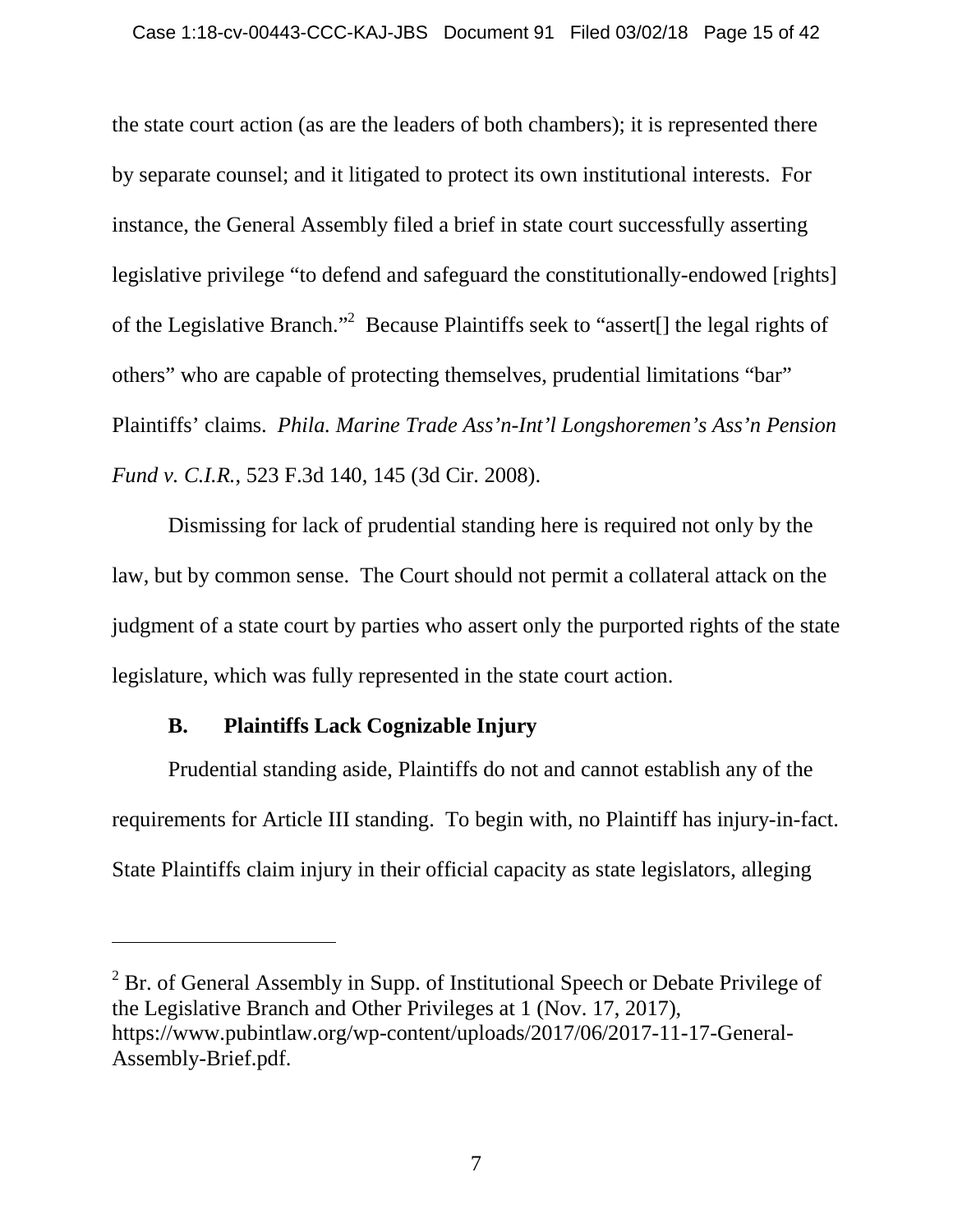the state court action (as are the leaders of both chambers); it is represented there by separate counsel; and it litigated to protect its own institutional interests. For instance, the General Assembly filed a brief in state court successfully asserting legislative privilege "to defend and safeguard the constitutionally-endowed [rights] of the Legislative Branch."[2] Because Plaintiffs seek to "assert[] the legal rights of others" who are capable of protecting themselves, prudential limitations "bar" Plaintiffs' claims. *Phila. Marine Trade Ass'n-Int'l Longshoremen's Ass'n Pension Fund v. C.I.R.*, 523 F.3d 140, 145 (3d Cir. 2008).

Dismissing for lack of prudential standing here is required not only by the law, but by common sense. The Court should not permit a collateral attack on the judgment of a state court by parties who assert only the purported rights of the state legislature, which was fully represented in the state court action.

### B. Plaintiffs Lack Cognizable Injury

Prudential standing aside, Plaintiffs do not and cannot establish any of the requirements for Article III standing. To begin with, no Plaintiff has injury-in-fact. State Plaintiffs claim injury in their official capacity as state legislators, alleging

---

[2] Br. of General Assembly in Supp. of Institutional Speech or Debate Privilege of the Legislative Branch and Other Privileges at 1 (Nov. 17, 2017), https://www.pubintlaw.org/wp-content/uploads/2017/06/2017-11-17-General-Assembly-Brief.pdf.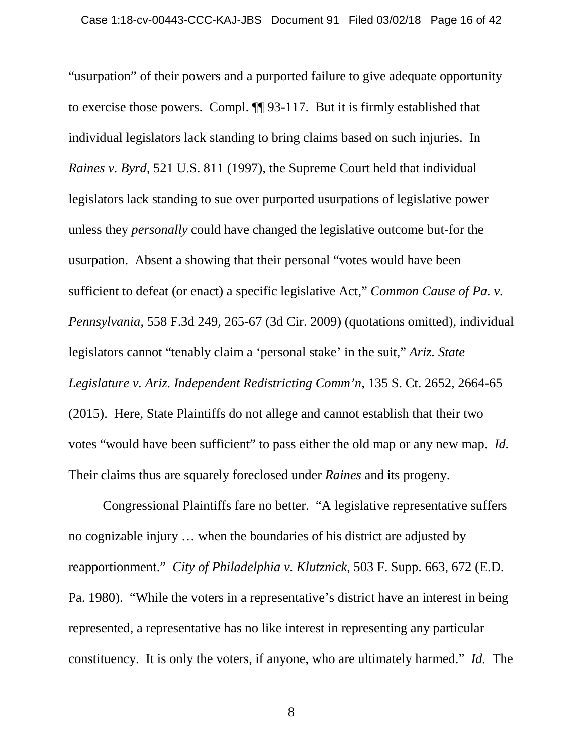"usurpation" of their powers and a purported failure to give adequate opportunity to exercise those powers. Compl. ¶¶ 93-117. But it is firmly established that individual legislators lack standing to bring claims based on such injuries. In *Raines v. Byrd*, 521 U.S. 811 (1997), the Supreme Court held that individual legislators lack standing to sue over purported usurpations of legislative power unless they *personally* could have changed the legislative outcome but-for the usurpation. Absent a showing that their personal "votes would have been sufficient to defeat (or enact) a specific legislative Act," *Common Cause of Pa. v. Pennsylvania*, 558 F.3d 249, 265-67 (3d Cir. 2009) (quotations omitted), individual legislators cannot "tenably claim a 'personal stake' in the suit," *Ariz. State Legislature v. Ariz. Independent Redistricting Comm'n*, 135 S. Ct. 2652, 2664-65 (2015). Here, State Plaintiffs do not allege and cannot establish that their two votes "would have been sufficient" to pass either the old map or any new map. *Id.* Their claims thus are squarely foreclosed under *Raines* and its progeny.

Congressional Plaintiffs fare no better. "A legislative representative suffers no cognizable injury … when the boundaries of his district are adjusted by reapportionment." *City of Philadelphia v. Klutznick*, 503 F. Supp. 663, 672 (E.D. Pa. 1980). "While the voters in a representative's district have an interest in being represented, a representative has no like interest in representing any particular constituency. It is only the voters, if anyone, who are ultimately harmed." *Id.* The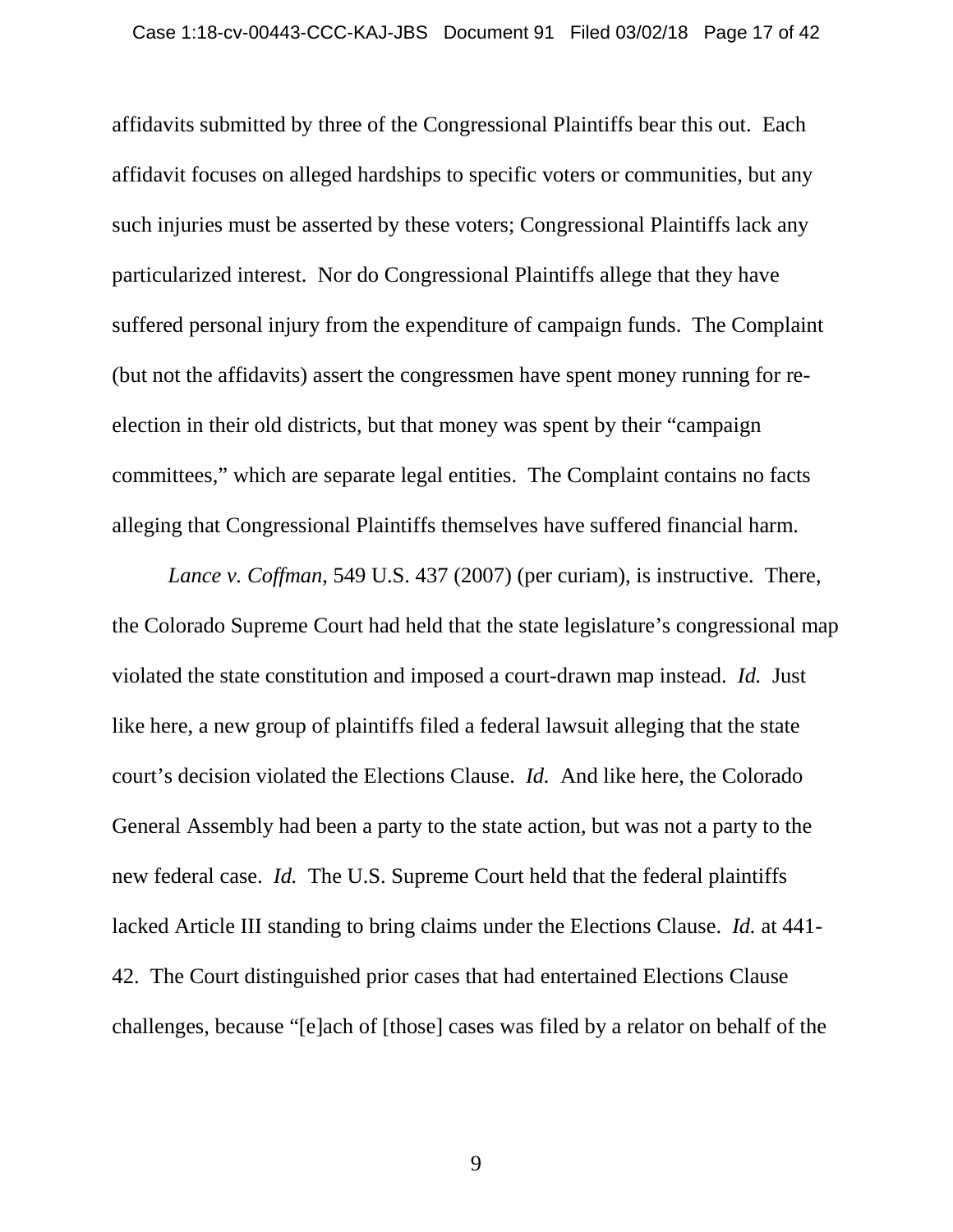affidavits submitted by three of the Congressional Plaintiffs bear this out. Each affidavit focuses on alleged hardships to specific voters or communities, but any such injuries must be asserted by these voters; Congressional Plaintiffs lack any particularized interest. Nor do Congressional Plaintiffs allege that they have suffered personal injury from the expenditure of campaign funds. The Complaint (but not the affidavits) assert the congressmen have spent money running for re-election in their old districts, but that money was spent by their "campaign committees," which are separate legal entities. The Complaint contains no facts alleging that Congressional Plaintiffs themselves have suffered financial harm.

*Lance v. Coffman*, 549 U.S. 437 (2007) (per curiam), is instructive. There, the Colorado Supreme Court had held that the state legislature's congressional map violated the state constitution and imposed a court-drawn map instead. *Id.* Just like here, a new group of plaintiffs filed a federal lawsuit alleging that the state court's decision violated the Elections Clause. *Id.* And like here, the Colorado General Assembly had been a party to the state action, but was not a party to the new federal case. *Id.* The U.S. Supreme Court held that the federal plaintiffs lacked Article III standing to bring claims under the Elections Clause. *Id.* at 441-42. The Court distinguished prior cases that had entertained Elections Clause challenges, because "[e]ach of [those] cases was filed by a relator on behalf of the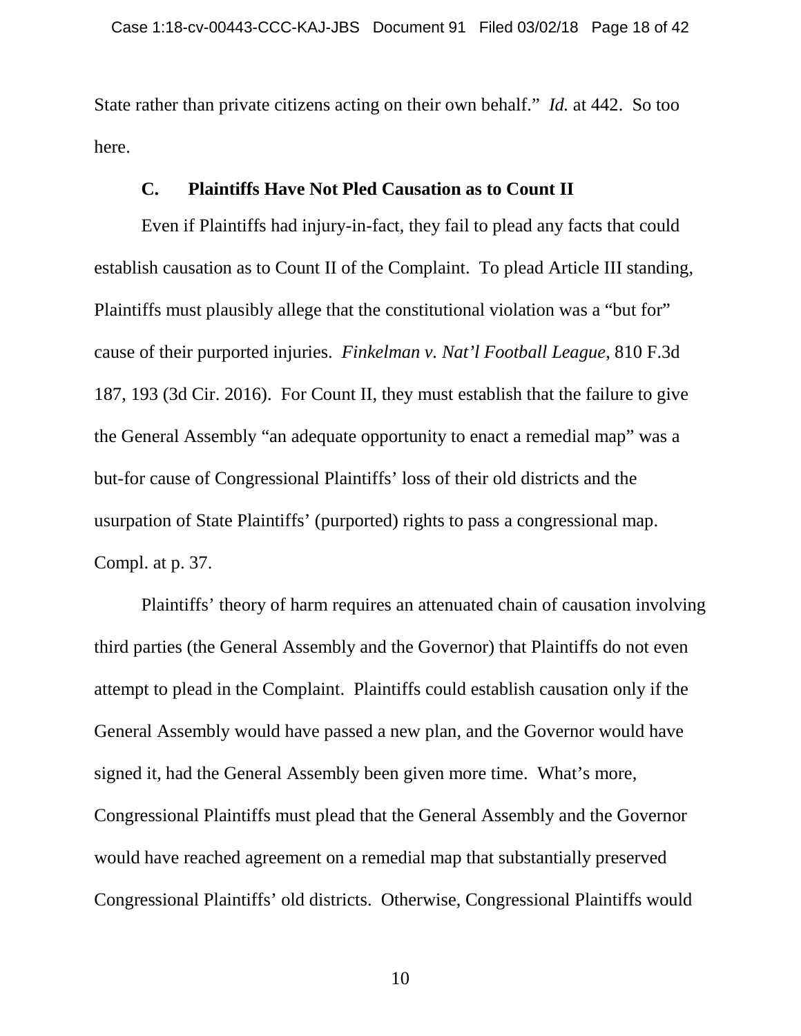State rather than private citizens acting on their own behalf." *Id.* at 442. So too here.

### C. Plaintiffs Have Not Pled Causation as to Count II

Even if Plaintiffs had injury-in-fact, they fail to plead any facts that could establish causation as to Count II of the Complaint. To plead Article III standing, Plaintiffs must plausibly allege that the constitutional violation was a "but for" cause of their purported injuries. *Finkelman v. Nat'l Football League*, 810 F.3d 187, 193 (3d Cir. 2016). For Count II, they must establish that the failure to give the General Assembly "an adequate opportunity to enact a remedial map" was a but-for cause of Congressional Plaintiffs' loss of their old districts and the usurpation of State Plaintiffs' (purported) rights to pass a congressional map. Compl. at p. 37.

Plaintiffs' theory of harm requires an attenuated chain of causation involving third parties (the General Assembly and the Governor) that Plaintiffs do not even attempt to plead in the Complaint. Plaintiffs could establish causation only if the General Assembly would have passed a new plan, and the Governor would have signed it, had the General Assembly been given more time. What's more, Congressional Plaintiffs must plead that the General Assembly and the Governor would have reached agreement on a remedial map that substantially preserved Congressional Plaintiffs' old districts. Otherwise, Congressional Plaintiffs would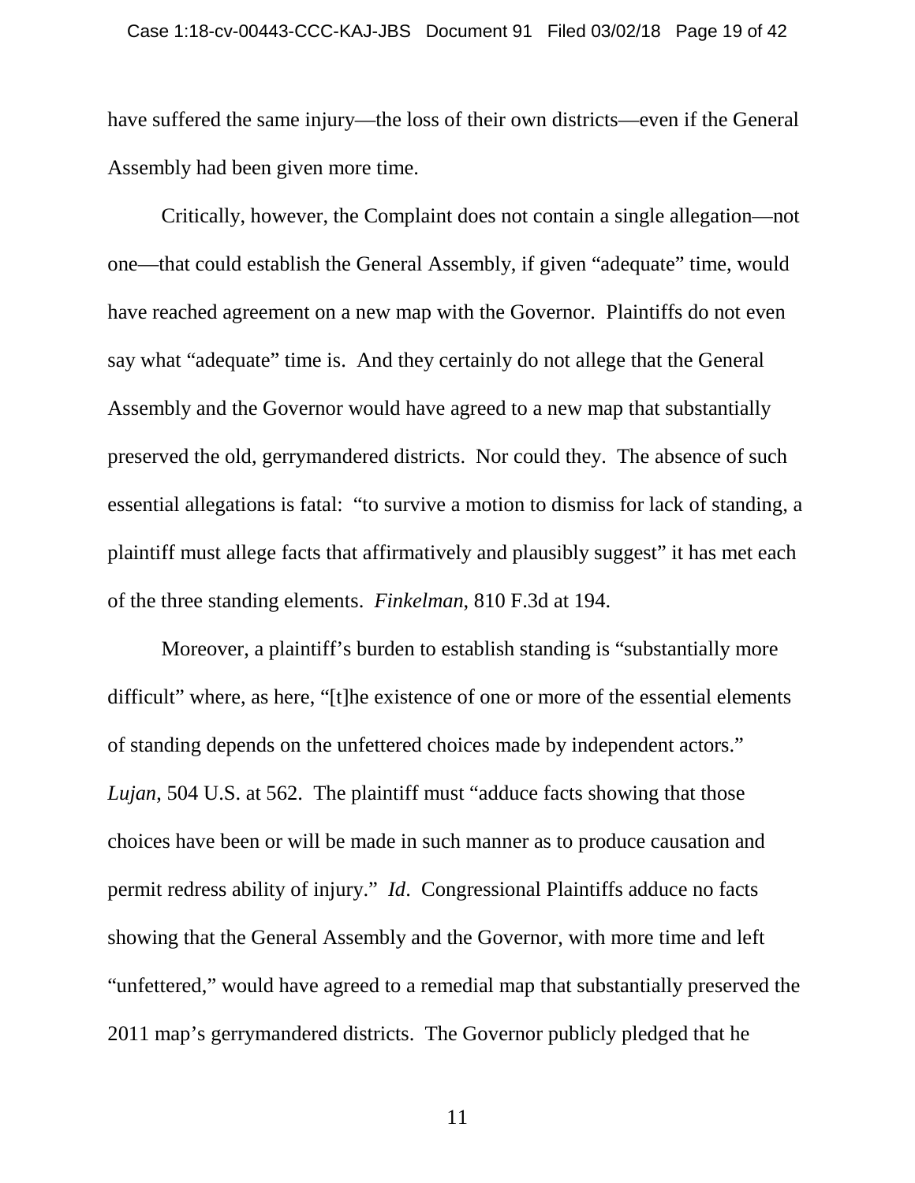have suffered the same injury—the loss of their own districts—even if the General Assembly had been given more time.

Critically, however, the Complaint does not contain a single allegation—not one—that could establish the General Assembly, if given "adequate" time, would have reached agreement on a new map with the Governor. Plaintiffs do not even say what "adequate" time is. And they certainly do not allege that the General Assembly and the Governor would have agreed to a new map that substantially preserved the old, gerrymandered districts. Nor could they. The absence of such essential allegations is fatal: "to survive a motion to dismiss for lack of standing, a plaintiff must allege facts that affirmatively and plausibly suggest" it has met each of the three standing elements. *Finkelman*, 810 F.3d at 194.

Moreover, a plaintiff's burden to establish standing is "substantially more difficult" where, as here, "[t]he existence of one or more of the essential elements of standing depends on the unfettered choices made by independent actors." *Lujan*, 504 U.S. at 562. The plaintiff must "adduce facts showing that those choices have been or will be made in such manner as to produce causation and permit redress ability of injury." *Id*. Congressional Plaintiffs adduce no facts showing that the General Assembly and the Governor, with more time and left "unfettered," would have agreed to a remedial map that substantially preserved the 2011 map's gerrymandered districts. The Governor publicly pledged that he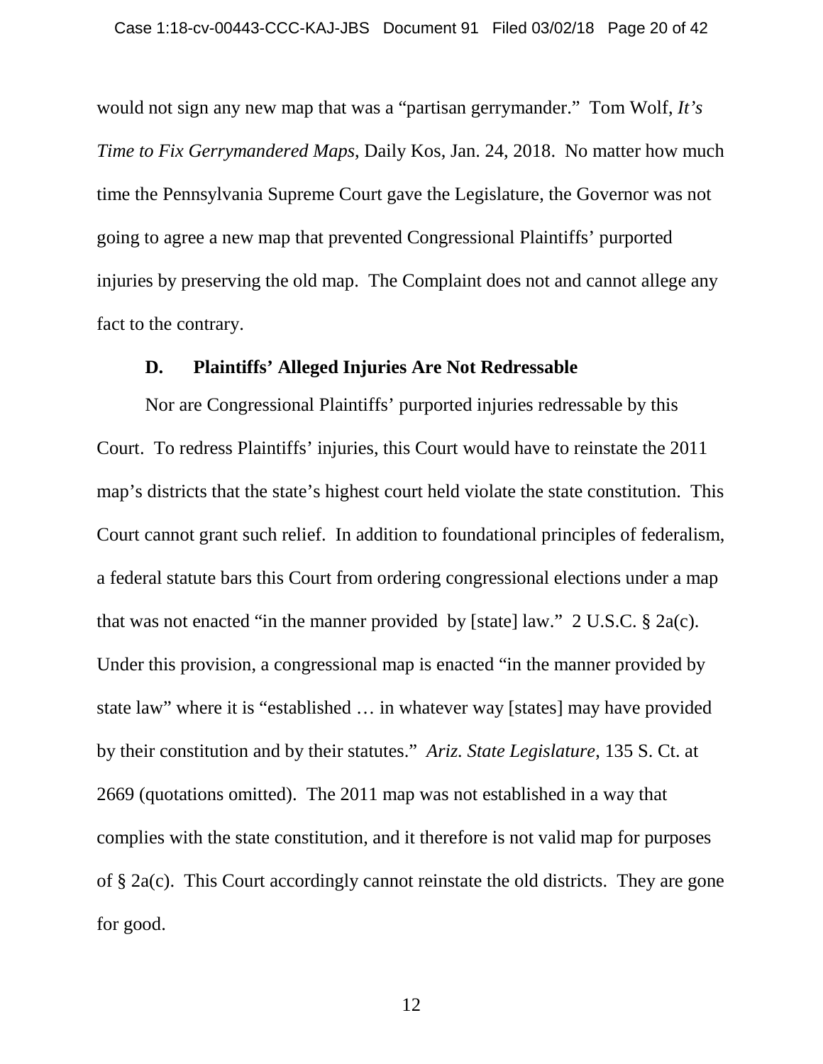would not sign any new map that was a "partisan gerrymander." Tom Wolf, *It's Time to Fix Gerrymandered Maps*, Daily Kos, Jan. 24, 2018. No matter how much time the Pennsylvania Supreme Court gave the Legislature, the Governor was not going to agree a new map that prevented Congressional Plaintiffs' purported injuries by preserving the old map. The Complaint does not and cannot allege any fact to the contrary.

### D. Plaintiffs' Alleged Injuries Are Not Redressable

Nor are Congressional Plaintiffs' purported injuries redressable by this Court. To redress Plaintiffs' injuries, this Court would have to reinstate the 2011 map's districts that the state's highest court held violate the state constitution. This Court cannot grant such relief. In addition to foundational principles of federalism, a federal statute bars this Court from ordering congressional elections under a map that was not enacted "in the manner provided by [state] law." 2 U.S.C. § 2a(c). Under this provision, a congressional map is enacted "in the manner provided by state law" where it is "established … in whatever way [states] may have provided by their constitution and by their statutes." *Ariz. State Legislature*, 135 S. Ct. at 2669 (quotations omitted). The 2011 map was not established in a way that complies with the state constitution, and it therefore is not valid map for purposes of § 2a(c). This Court accordingly cannot reinstate the old districts. They are gone for good.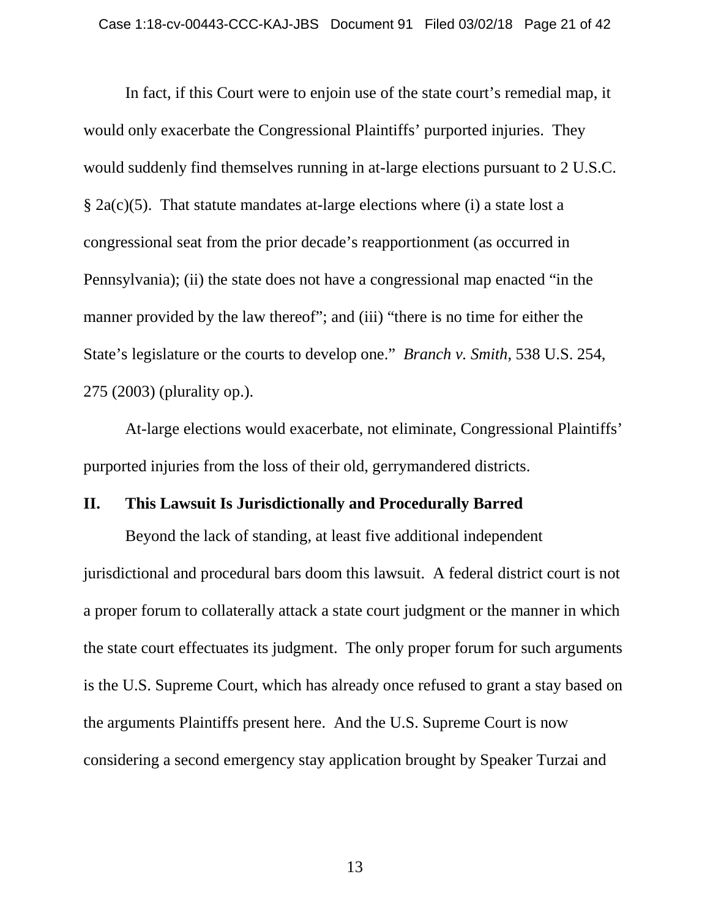In fact, if this Court were to enjoin use of the state court's remedial map, it would only exacerbate the Congressional Plaintiffs' purported injuries. They would suddenly find themselves running in at-large elections pursuant to 2 U.S.C. § 2a(c)(5). That statute mandates at-large elections where (i) a state lost a congressional seat from the prior decade's reapportionment (as occurred in Pennsylvania); (ii) the state does not have a congressional map enacted "in the manner provided by the law thereof"; and (iii) "there is no time for either the State's legislature or the courts to develop one." *Branch v. Smith*, 538 U.S. 254, 275 (2003) (plurality op.).

At-large elections would exacerbate, not eliminate, Congressional Plaintiffs' purported injuries from the loss of their old, gerrymandered districts.

## II. This Lawsuit Is Jurisdictionally and Procedurally Barred

Beyond the lack of standing, at least five additional independent jurisdictional and procedural bars doom this lawsuit. A federal district court is not a proper forum to collaterally attack a state court judgment or the manner in which the state court effectuates its judgment. The only proper forum for such arguments is the U.S. Supreme Court, which has already once refused to grant a stay based on the arguments Plaintiffs present here. And the U.S. Supreme Court is now considering a second emergency stay application brought by Speaker Turzai and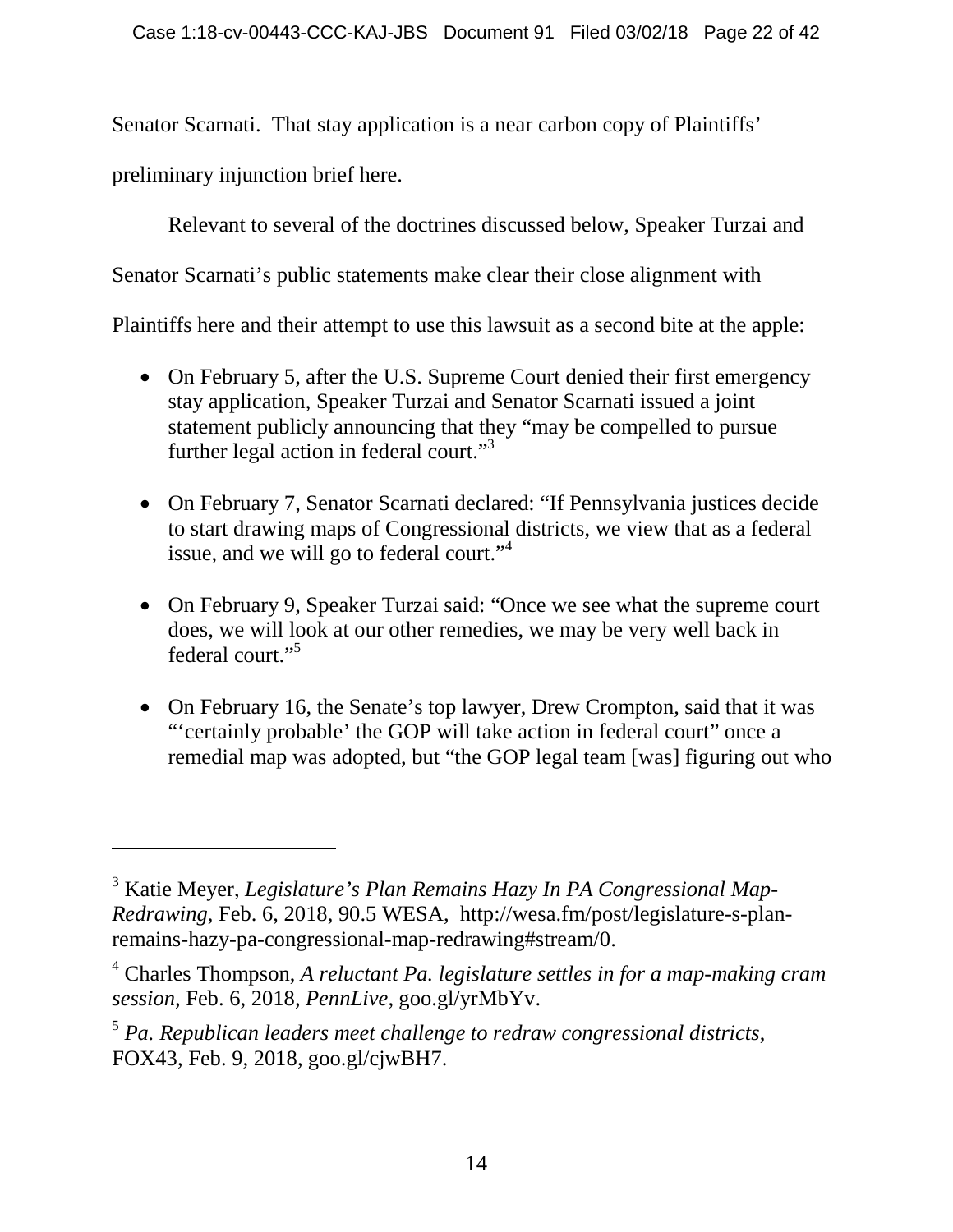Senator Scarnati. That stay application is a near carbon copy of Plaintiffs' preliminary injunction brief here.

Relevant to several of the doctrines discussed below, Speaker Turzai and Senator Scarnati's public statements make clear their close alignment with Plaintiffs here and their attempt to use this lawsuit as a second bite at the apple:

- On February 5, after the U.S. Supreme Court denied their first emergency stay application, Speaker Turzai and Senator Scarnati issued a joint statement publicly announcing that they "may be compelled to pursue further legal action in federal court."[3]

- On February 7, Senator Scarnati declared: "If Pennsylvania justices decide to start drawing maps of Congressional districts, we view that as a federal issue, and we will go to federal court."[4]

- On February 9, Speaker Turzai said: "Once we see what the supreme court does, we will look at our other remedies, we may be very well back in federal court."[5]

- On February 16, the Senate's top lawyer, Drew Crompton, said that it was "'certainly probable' the GOP will take action in federal court" once a remedial map was adopted, but "the GOP legal team [was] figuring out who

---

[3] Katie Meyer, *Legislature's Plan Remains Hazy In PA Congressional Map-Redrawing*, Feb. 6, 2018, 90.5 WESA, http://wesa.fm/post/legislature-s-plan-remains-hazy-pa-congressional-map-redrawing#stream/0.

[4] Charles Thompson, *A reluctant Pa. legislature settles in for a map-making cram session*, Feb. 6, 2018, *PennLive*, goo.gl/yrMbYv.

[5] *Pa. Republican leaders meet challenge to redraw congressional districts*, FOX43, Feb. 9, 2018, goo.gl/cjwBH7.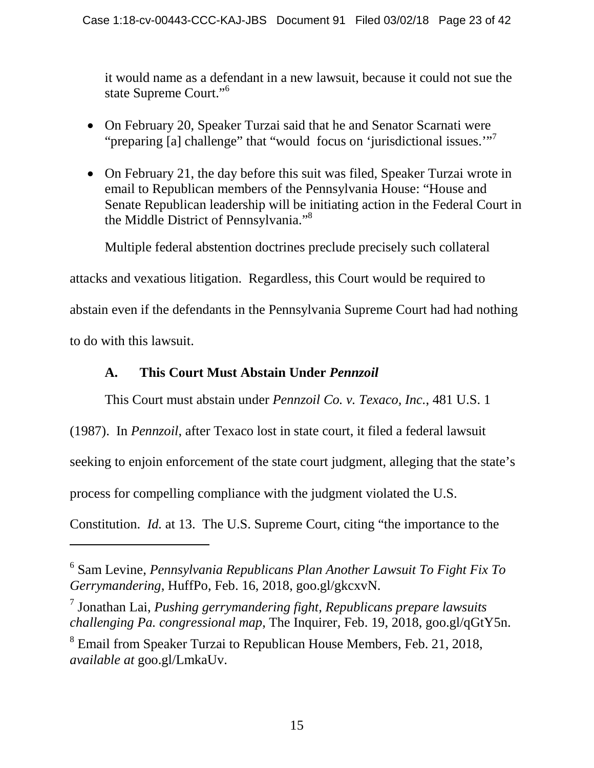it would name as a defendant in a new lawsuit, because it could not sue the state Supreme Court."[6]

- On February 20, Speaker Turzai said that he and Senator Scarnati were "preparing [a] challenge" that "would focus on 'jurisdictional issues.'"[7]
- On February 21, the day before this suit was filed, Speaker Turzai wrote in email to Republican members of the Pennsylvania House: "House and Senate Republican leadership will be initiating action in the Federal Court in the Middle District of Pennsylvania."[8]

Multiple federal abstention doctrines preclude precisely such collateral attacks and vexatious litigation. Regardless, this Court would be required to abstain even if the defendants in the Pennsylvania Supreme Court had had nothing to do with this lawsuit.

### A. This Court Must Abstain Under *Pennzoil*

This Court must abstain under *Pennzoil Co. v. Texaco, Inc.*, 481 U.S. 1 (1987). In *Pennzoil*, after Texaco lost in state court, it filed a federal lawsuit seeking to enjoin enforcement of the state court judgment, alleging that the state's process for compelling compliance with the judgment violated the U.S. Constitution. *Id.* at 13. The U.S. Supreme Court, citing "the importance to the

---

[6] Sam Levine, *Pennsylvania Republicans Plan Another Lawsuit To Fight Fix To Gerrymandering*, HuffPo, Feb. 16, 2018, goo.gl/gkcxvN.

[7] Jonathan Lai, *Pushing gerrymandering fight, Republicans prepare lawsuits challenging Pa. congressional map*, The Inquirer, Feb. 19, 2018, goo.gl/qGtY5n.

[8] Email from Speaker Turzai to Republican House Members, Feb. 21, 2018, *available at* goo.gl/LmkaUv.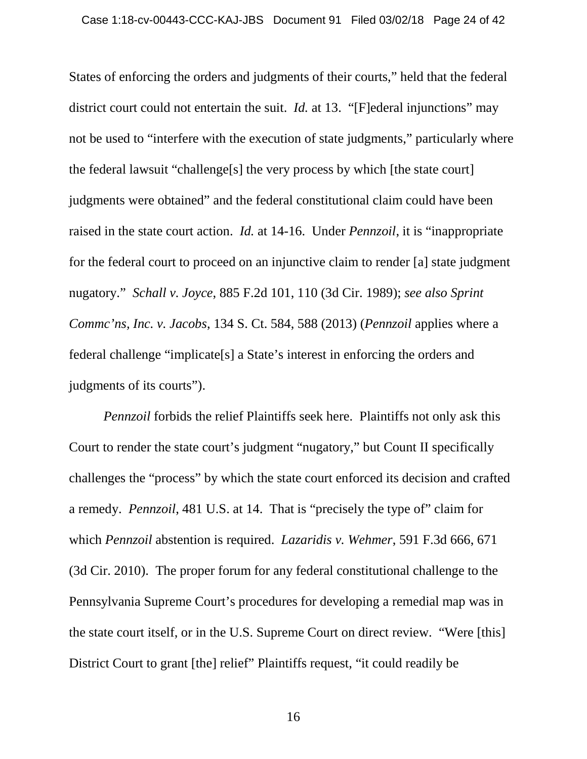States of enforcing the orders and judgments of their courts," held that the federal district court could not entertain the suit. *Id.* at 13. "[F]ederal injunctions" may not be used to "interfere with the execution of state judgments," particularly where the federal lawsuit "challenge[s] the very process by which [the state court] judgments were obtained" and the federal constitutional claim could have been raised in the state court action. *Id.* at 14-16. Under *Pennzoil*, it is "inappropriate for the federal court to proceed on an injunctive claim to render [a] state judgment nugatory." *Schall v. Joyce*, 885 F.2d 101, 110 (3d Cir. 1989); *see also Sprint Commc'ns, Inc. v. Jacobs*, 134 S. Ct. 584, 588 (2013) (*Pennzoil* applies where a federal challenge "implicate[s] a State's interest in enforcing the orders and judgments of its courts").

*Pennzoil* forbids the relief Plaintiffs seek here. Plaintiffs not only ask this Court to render the state court's judgment "nugatory," but Count II specifically challenges the "process" by which the state court enforced its decision and crafted a remedy. *Pennzoil*, 481 U.S. at 14. That is "precisely the type of" claim for which *Pennzoil* abstention is required. *Lazaridis v. Wehmer*, 591 F.3d 666, 671 (3d Cir. 2010). The proper forum for any federal constitutional challenge to the Pennsylvania Supreme Court's procedures for developing a remedial map was in the state court itself, or in the U.S. Supreme Court on direct review. "Were [this] District Court to grant [the] relief" Plaintiffs request, "it could readily be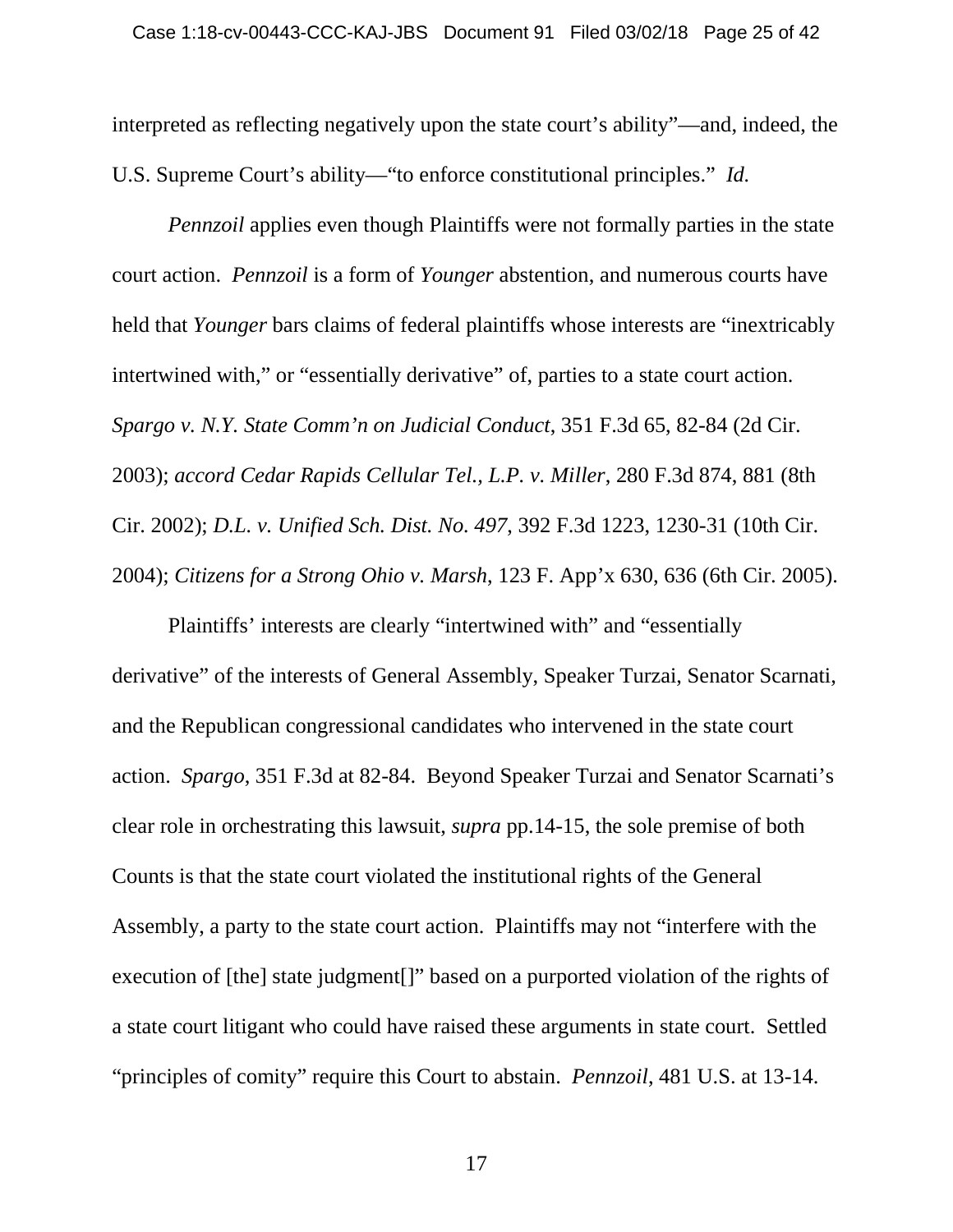interpreted as reflecting negatively upon the state court's ability"—and, indeed, the U.S. Supreme Court's ability—"to enforce constitutional principles." *Id.*

*Pennzoil* applies even though Plaintiffs were not formally parties in the state court action. *Pennzoil* is a form of *Younger* abstention, and numerous courts have held that *Younger* bars claims of federal plaintiffs whose interests are "inextricably intertwined with," or "essentially derivative" of, parties to a state court action. *Spargo v. N.Y. State Comm'n on Judicial Conduct*, 351 F.3d 65, 82-84 (2d Cir. 2003); *accord Cedar Rapids Cellular Tel., L.P. v. Miller*, 280 F.3d 874, 881 (8th Cir. 2002); *D.L. v. Unified Sch. Dist. No. 497*, 392 F.3d 1223, 1230-31 (10th Cir. 2004); *Citizens for a Strong Ohio v. Marsh*, 123 F. App'x 630, 636 (6th Cir. 2005).

Plaintiffs' interests are clearly "intertwined with" and "essentially derivative" of the interests of General Assembly, Speaker Turzai, Senator Scarnati, and the Republican congressional candidates who intervened in the state court action. *Spargo*, 351 F.3d at 82-84. Beyond Speaker Turzai and Senator Scarnati's clear role in orchestrating this lawsuit, *supra* pp.14-15, the sole premise of both Counts is that the state court violated the institutional rights of the General Assembly, a party to the state court action. Plaintiffs may not "interfere with the execution of [the] state judgment[]" based on a purported violation of the rights of a state court litigant who could have raised these arguments in state court. Settled "principles of comity" require this Court to abstain. *Pennzoil*, 481 U.S. at 13-14.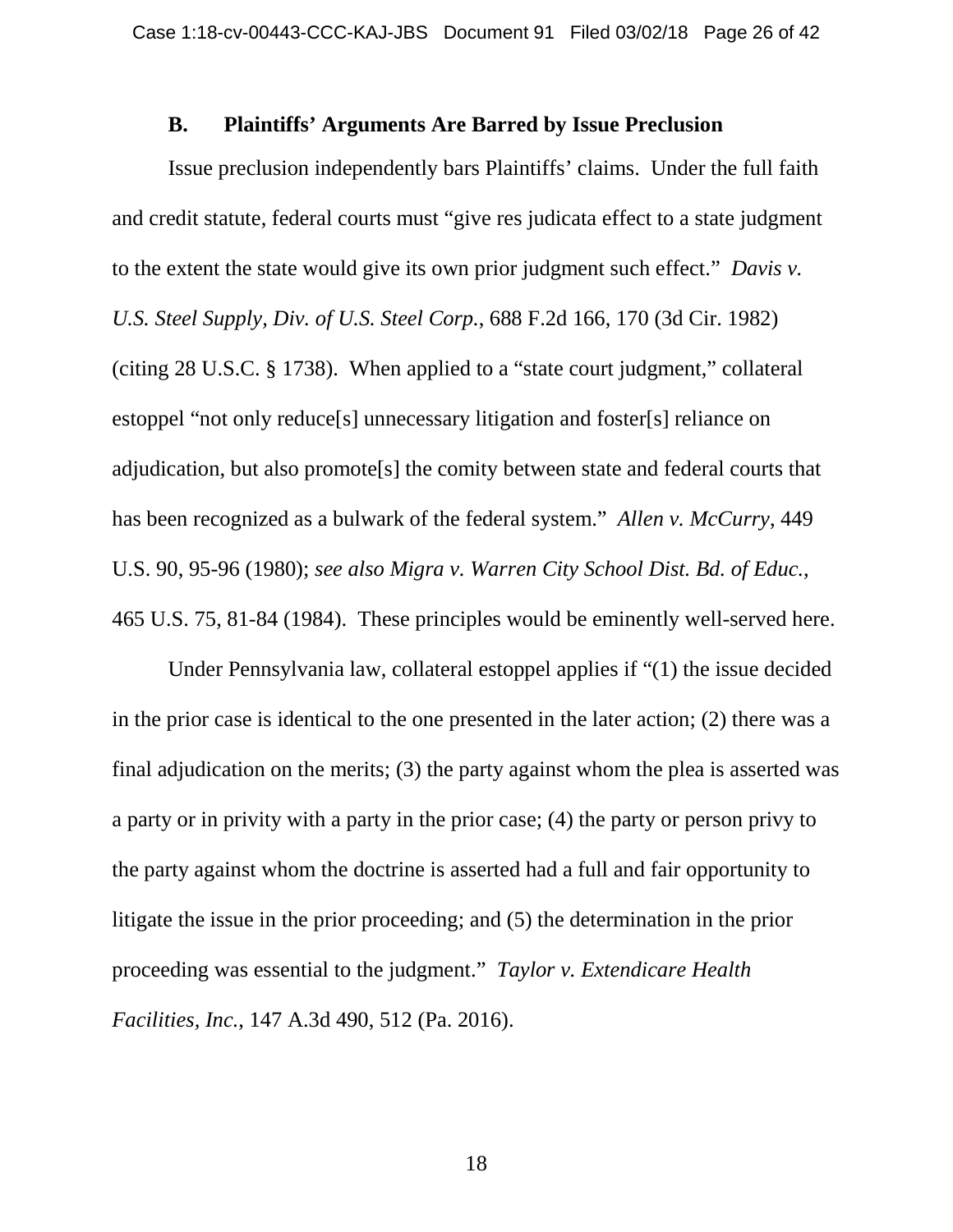### B. Plaintiffs' Arguments Are Barred by Issue Preclusion

Issue preclusion independently bars Plaintiffs' claims. Under the full faith and credit statute, federal courts must "give res judicata effect to a state judgment to the extent the state would give its own prior judgment such effect." *Davis v. U.S. Steel Supply, Div. of U.S. Steel Corp.*, 688 F.2d 166, 170 (3d Cir. 1982) (citing 28 U.S.C. § 1738). When applied to a "state court judgment," collateral estoppel "not only reduce[s] unnecessary litigation and foster[s] reliance on adjudication, but also promote[s] the comity between state and federal courts that has been recognized as a bulwark of the federal system." *Allen v. McCurry*, 449 U.S. 90, 95-96 (1980); *see also Migra v. Warren City School Dist. Bd. of Educ.*, 465 U.S. 75, 81-84 (1984). These principles would be eminently well-served here.

Under Pennsylvania law, collateral estoppel applies if "(1) the issue decided in the prior case is identical to the one presented in the later action; (2) there was a final adjudication on the merits; (3) the party against whom the plea is asserted was a party or in privity with a party in the prior case; (4) the party or person privy to the party against whom the doctrine is asserted had a full and fair opportunity to litigate the issue in the prior proceeding; and (5) the determination in the prior proceeding was essential to the judgment." *Taylor v. Extendicare Health Facilities, Inc.*, 147 A.3d 490, 512 (Pa. 2016).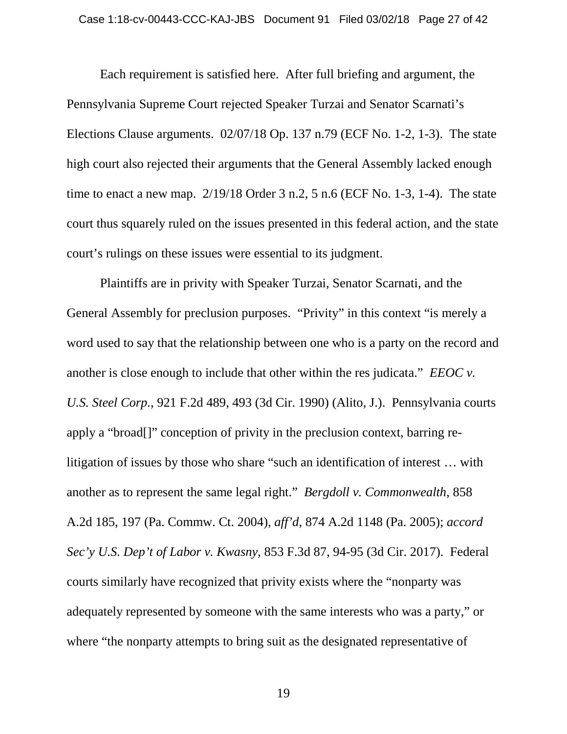Each requirement is satisfied here. After full briefing and argument, the Pennsylvania Supreme Court rejected Speaker Turzai and Senator Scarnati's Elections Clause arguments. 02/07/18 Op. 137 n.79 (ECF No. 1-2, 1-3). The state high court also rejected their arguments that the General Assembly lacked enough time to enact a new map. 2/19/18 Order 3 n.2, 5 n.6 (ECF No. 1-3, 1-4). The state court thus squarely ruled on the issues presented in this federal action, and the state court's rulings on these issues were essential to its judgment.

Plaintiffs are in privity with Speaker Turzai, Senator Scarnati, and the General Assembly for preclusion purposes. "Privity" in this context "is merely a word used to say that the relationship between one who is a party on the record and another is close enough to include that other within the res judicata." *EEOC v. U.S. Steel Corp.*, 921 F.2d 489, 493 (3d Cir. 1990) (Alito, J.). Pennsylvania courts apply a "broad[]" conception of privity in the preclusion context, barring re-litigation of issues by those who share "such an identification of interest … with another as to represent the same legal right." *Bergdoll v. Commonwealth*, 858 A.2d 185, 197 (Pa. Commw. Ct. 2004), *aff'd*, 874 A.2d 1148 (Pa. 2005); *accord Sec'y U.S. Dep't of Labor v. Kwasny*, 853 F.3d 87, 94-95 (3d Cir. 2017). Federal courts similarly have recognized that privity exists where the "nonparty was adequately represented by someone with the same interests who was a party," or where "the nonparty attempts to bring suit as the designated representative of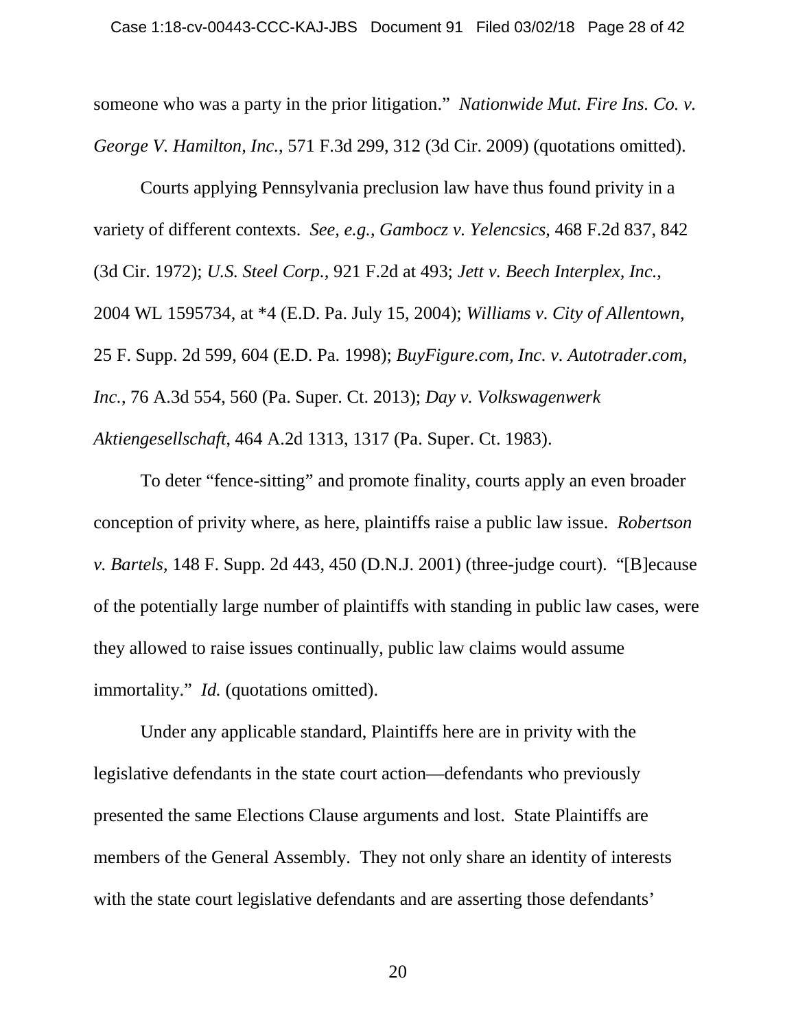someone who was a party in the prior litigation." *Nationwide Mut. Fire Ins. Co. v. George V. Hamilton, Inc.*, 571 F.3d 299, 312 (3d Cir. 2009) (quotations omitted).

Courts applying Pennsylvania preclusion law have thus found privity in a variety of different contexts. *See, e.g.*, *Gambocz v. Yelencsics*, 468 F.2d 837, 842 (3d Cir. 1972); *U.S. Steel Corp.*, 921 F.2d at 493; *Jett v. Beech Interplex, Inc.*, 2004 WL 1595734, at *4 (E.D. Pa. July 15, 2004); *Williams v. City of Allentown*, 25 F. Supp. 2d 599, 604 (E.D. Pa. 1998); *BuyFigure.com, Inc. v. Autotrader.com, Inc.*, 76 A.3d 554, 560 (Pa. Super. Ct. 2013); *Day v. Volkswagenwerk Aktiengesellschaft*, 464 A.2d 1313, 1317 (Pa. Super. Ct. 1983).

To deter "fence-sitting" and promote finality, courts apply an even broader conception of privity where, as here, plaintiffs raise a public law issue. *Robertson v. Bartels*, 148 F. Supp. 2d 443, 450 (D.N.J. 2001) (three-judge court). "[B]ecause of the potentially large number of plaintiffs with standing in public law cases, were they allowed to raise issues continually, public law claims would assume immortality." *Id.* (quotations omitted).

Under any applicable standard, Plaintiffs here are in privity with the legislative defendants in the state court action—defendants who previously presented the same Elections Clause arguments and lost. State Plaintiffs are members of the General Assembly. They not only share an identity of interests with the state court legislative defendants and are asserting those defendants'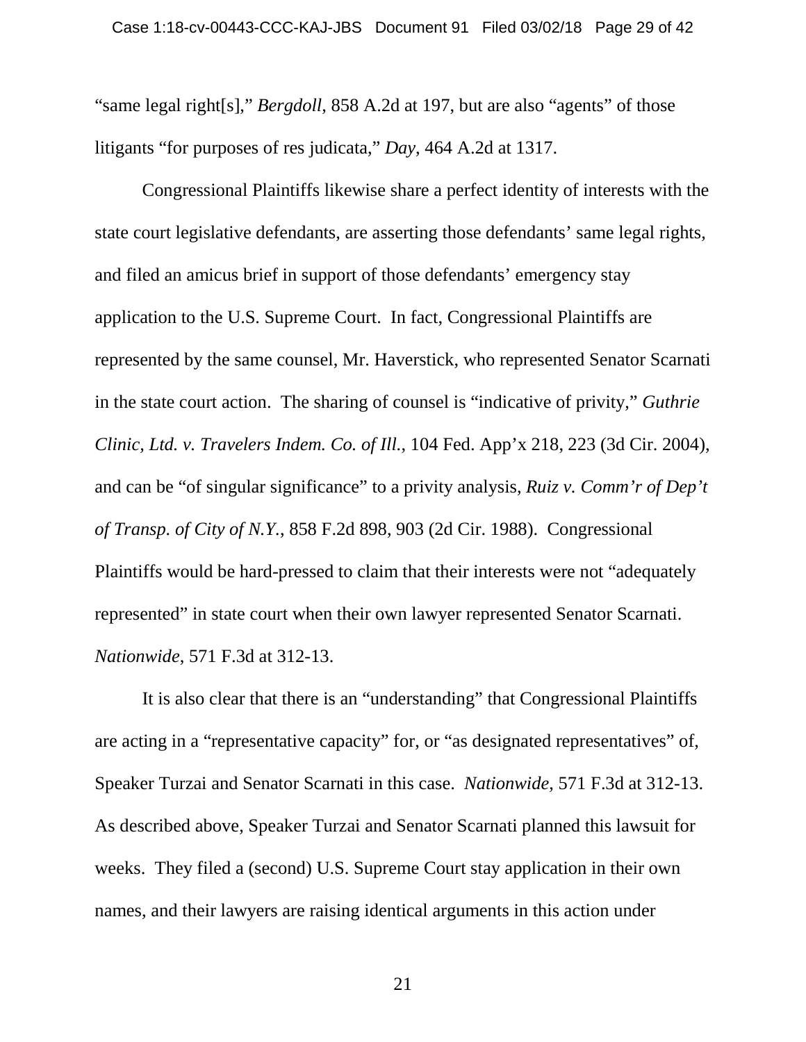"same legal right[s]," *Bergdoll*, 858 A.2d at 197, but are also "agents" of those litigants "for purposes of res judicata," *Day*, 464 A.2d at 1317.

Congressional Plaintiffs likewise share a perfect identity of interests with the state court legislative defendants, are asserting those defendants' same legal rights, and filed an amicus brief in support of those defendants' emergency stay application to the U.S. Supreme Court. In fact, Congressional Plaintiffs are represented by the same counsel, Mr. Haverstick, who represented Senator Scarnati in the state court action. The sharing of counsel is "indicative of privity," *Guthrie Clinic, Ltd. v. Travelers Indem. Co. of Ill.*, 104 Fed. App'x 218, 223 (3d Cir. 2004), and can be "of singular significance" to a privity analysis, *Ruiz v. Comm'r of Dep't of Transp. of City of N.Y.*, 858 F.2d 898, 903 (2d Cir. 1988). Congressional Plaintiffs would be hard-pressed to claim that their interests were not "adequately represented" in state court when their own lawyer represented Senator Scarnati. *Nationwide*, 571 F.3d at 312-13.

It is also clear that there is an "understanding" that Congressional Plaintiffs are acting in a "representative capacity" for, or "as designated representatives" of, Speaker Turzai and Senator Scarnati in this case. *Nationwide*, 571 F.3d at 312-13. As described above, Speaker Turzai and Senator Scarnati planned this lawsuit for weeks. They filed a (second) U.S. Supreme Court stay application in their own names, and their lawyers are raising identical arguments in this action under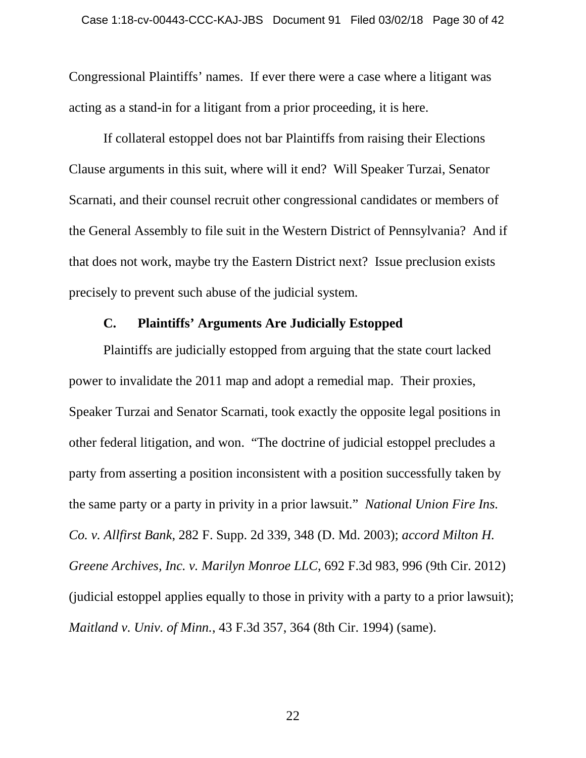Congressional Plaintiffs' names. If ever there were a case where a litigant was acting as a stand-in for a litigant from a prior proceeding, it is here.

If collateral estoppel does not bar Plaintiffs from raising their Elections Clause arguments in this suit, where will it end? Will Speaker Turzai, Senator Scarnati, and their counsel recruit other congressional candidates or members of the General Assembly to file suit in the Western District of Pennsylvania? And if that does not work, maybe try the Eastern District next? Issue preclusion exists precisely to prevent such abuse of the judicial system.

### C. Plaintiffs' Arguments Are Judicially Estopped

Plaintiffs are judicially estopped from arguing that the state court lacked power to invalidate the 2011 map and adopt a remedial map. Their proxies, Speaker Turzai and Senator Scarnati, took exactly the opposite legal positions in other federal litigation, and won. "The doctrine of judicial estoppel precludes a party from asserting a position inconsistent with a position successfully taken by the same party or a party in privity in a prior lawsuit." *National Union Fire Ins. Co. v. Allfirst Bank*, 282 F. Supp. 2d 339, 348 (D. Md. 2003); *accord Milton H. Greene Archives, Inc. v. Marilyn Monroe LLC*, 692 F.3d 983, 996 (9th Cir. 2012) (judicial estoppel applies equally to those in privity with a party to a prior lawsuit); *Maitland v. Univ. of Minn.*, 43 F.3d 357, 364 (8th Cir. 1994) (same).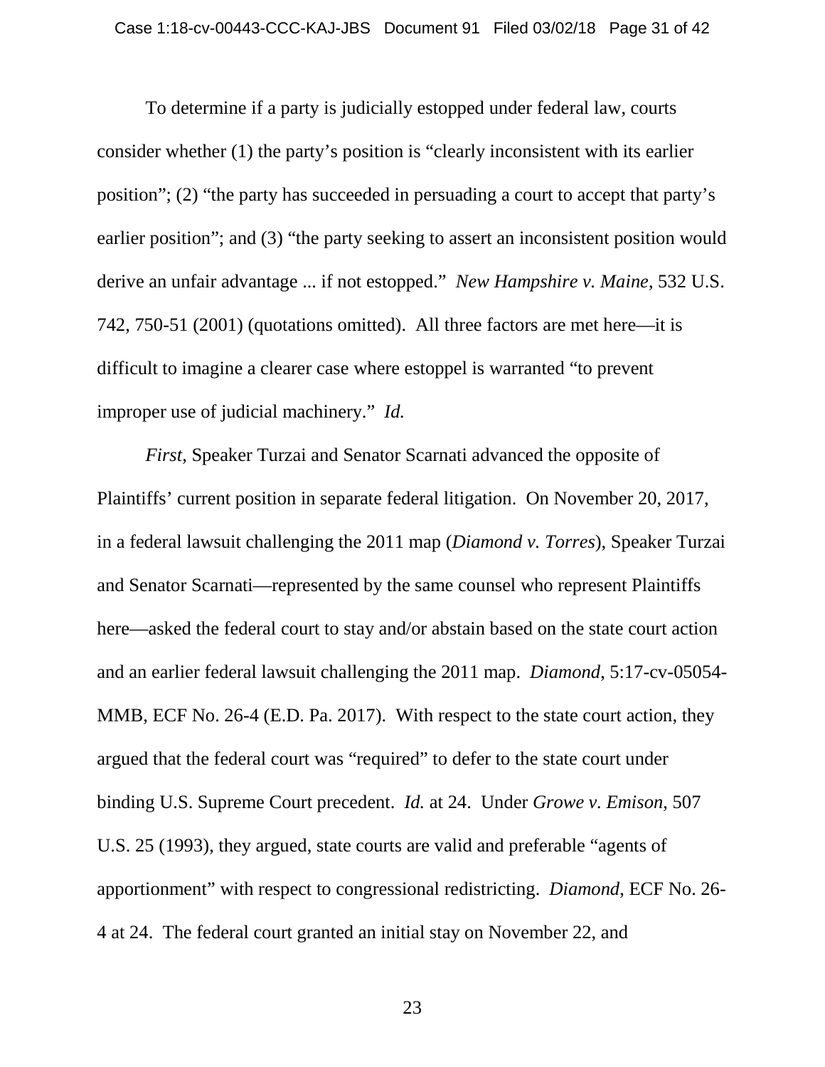To determine if a party is judicially estopped under federal law, courts consider whether (1) the party's position is "clearly inconsistent with its earlier position"; (2) "the party has succeeded in persuading a court to accept that party's earlier position"; and (3) "the party seeking to assert an inconsistent position would derive an unfair advantage ... if not estopped." *New Hampshire v. Maine*, 532 U.S. 742, 750-51 (2001) (quotations omitted). All three factors are met here—it is difficult to imagine a clearer case where estoppel is warranted "to prevent improper use of judicial machinery." *Id.*

*First*, Speaker Turzai and Senator Scarnati advanced the opposite of Plaintiffs' current position in separate federal litigation. On November 20, 2017, in a federal lawsuit challenging the 2011 map (*Diamond v. Torres*), Speaker Turzai and Senator Scarnati—represented by the same counsel who represent Plaintiffs here—asked the federal court to stay and/or abstain based on the state court action and an earlier federal lawsuit challenging the 2011 map. *Diamond*, 5:17-cv-05054-MMB, ECF No. 26-4 (E.D. Pa. 2017). With respect to the state court action, they argued that the federal court was "required" to defer to the state court under binding U.S. Supreme Court precedent. *Id.* at 24. Under *Growe v. Emison*, 507 U.S. 25 (1993), they argued, state courts are valid and preferable "agents of apportionment" with respect to congressional redistricting. *Diamond*, ECF No. 26-4 at 24. The federal court granted an initial stay on November 22, and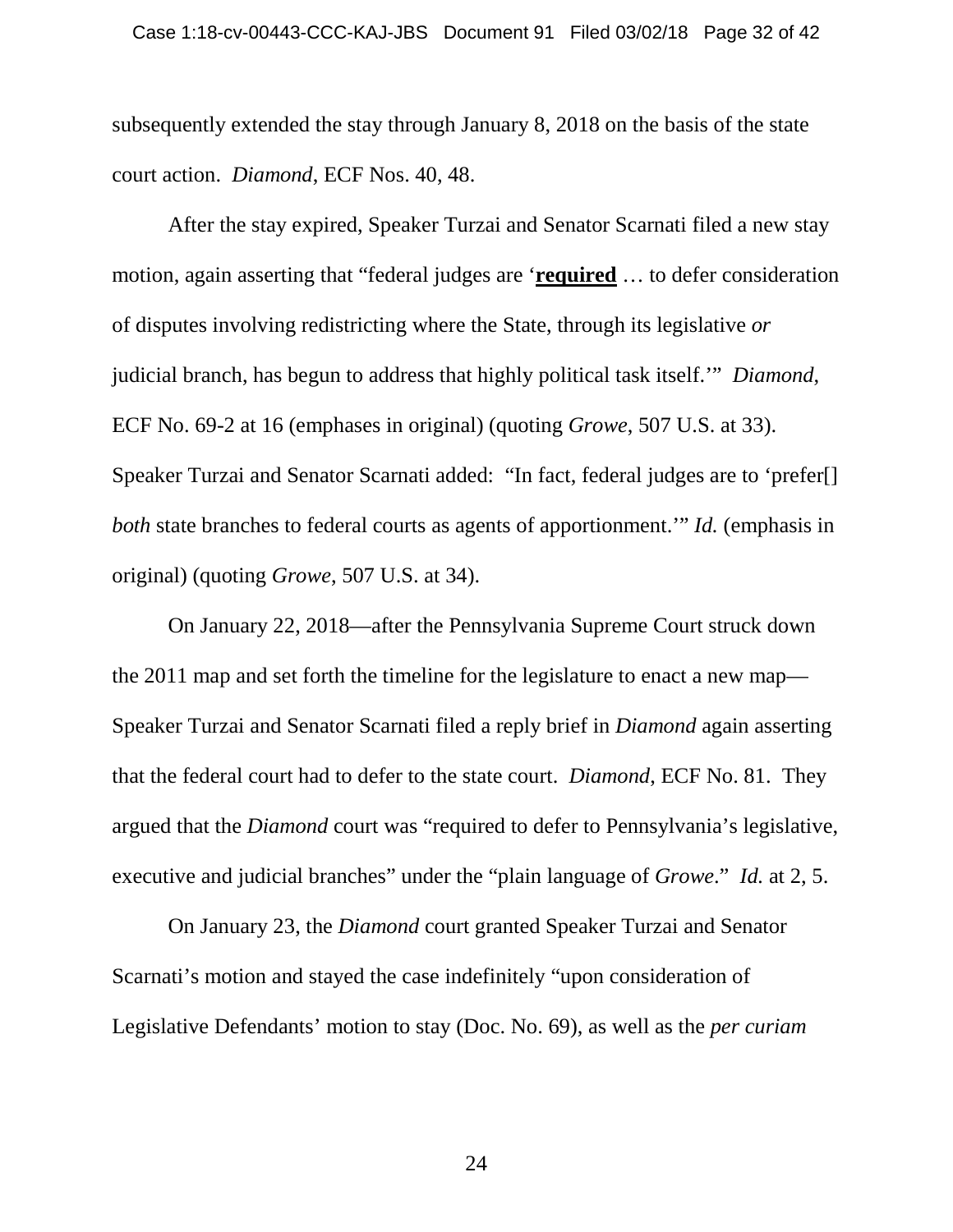subsequently extended the stay through January 8, 2018 on the basis of the state court action. *Diamond*, ECF Nos. 40, 48.

After the stay expired, Speaker Turzai and Senator Scarnati filed a new stay motion, again asserting that "federal judges are '**required** … to defer consideration of disputes involving redistricting where the State, through its legislative *or* judicial branch, has begun to address that highly political task itself.'" *Diamond*, ECF No. 69-2 at 16 (emphases in original) (quoting *Growe*, 507 U.S. at 33). Speaker Turzai and Senator Scarnati added: "In fact, federal judges are to 'prefer[] *both* state branches to federal courts as agents of apportionment.'" *Id.* (emphasis in original) (quoting *Growe*, 507 U.S. at 34).

On January 22, 2018—after the Pennsylvania Supreme Court struck down the 2011 map and set forth the timeline for the legislature to enact a new map—Speaker Turzai and Senator Scarnati filed a reply brief in *Diamond* again asserting that the federal court had to defer to the state court. *Diamond*, ECF No. 81. They argued that the *Diamond* court was "required to defer to Pennsylvania's legislative, executive and judicial branches" under the "plain language of *Growe*." *Id.* at 2, 5.

On January 23, the *Diamond* court granted Speaker Turzai and Senator Scarnati's motion and stayed the case indefinitely "upon consideration of Legislative Defendants' motion to stay (Doc. No. 69), as well as the *per curiam*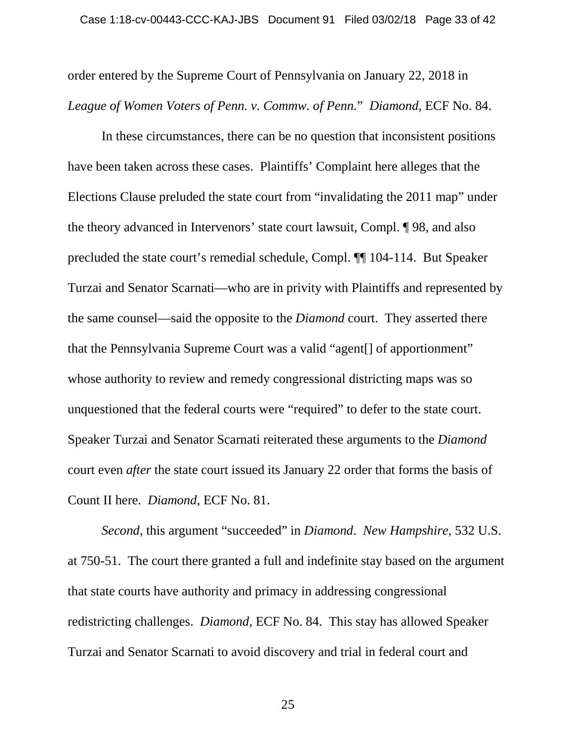order entered by the Supreme Court of Pennsylvania on January 22, 2018 in *League of Women Voters of Penn. v. Commw. of Penn.*" *Diamond*, ECF No. 84.

In these circumstances, there can be no question that inconsistent positions have been taken across these cases. Plaintiffs' Complaint here alleges that the Elections Clause preluded the state court from "invalidating the 2011 map" under the theory advanced in Intervenors' state court lawsuit, Compl. ¶ 98, and also precluded the state court's remedial schedule, Compl. ¶¶ 104-114. But Speaker Turzai and Senator Scarnati—who are in privity with Plaintiffs and represented by the same counsel—said the opposite to the *Diamond* court. They asserted there that the Pennsylvania Supreme Court was a valid "agent[] of apportionment" whose authority to review and remedy congressional districting maps was so unquestioned that the federal courts were "required" to defer to the state court. Speaker Turzai and Senator Scarnati reiterated these arguments to the *Diamond* court even *after* the state court issued its January 22 order that forms the basis of Count II here. *Diamond*, ECF No. 81.

*Second*, this argument "succeeded" in *Diamond*. *New Hampshire*, 532 U.S. at 750-51. The court there granted a full and indefinite stay based on the argument that state courts have authority and primacy in addressing congressional redistricting challenges. *Diamond*, ECF No. 84. This stay has allowed Speaker Turzai and Senator Scarnati to avoid discovery and trial in federal court and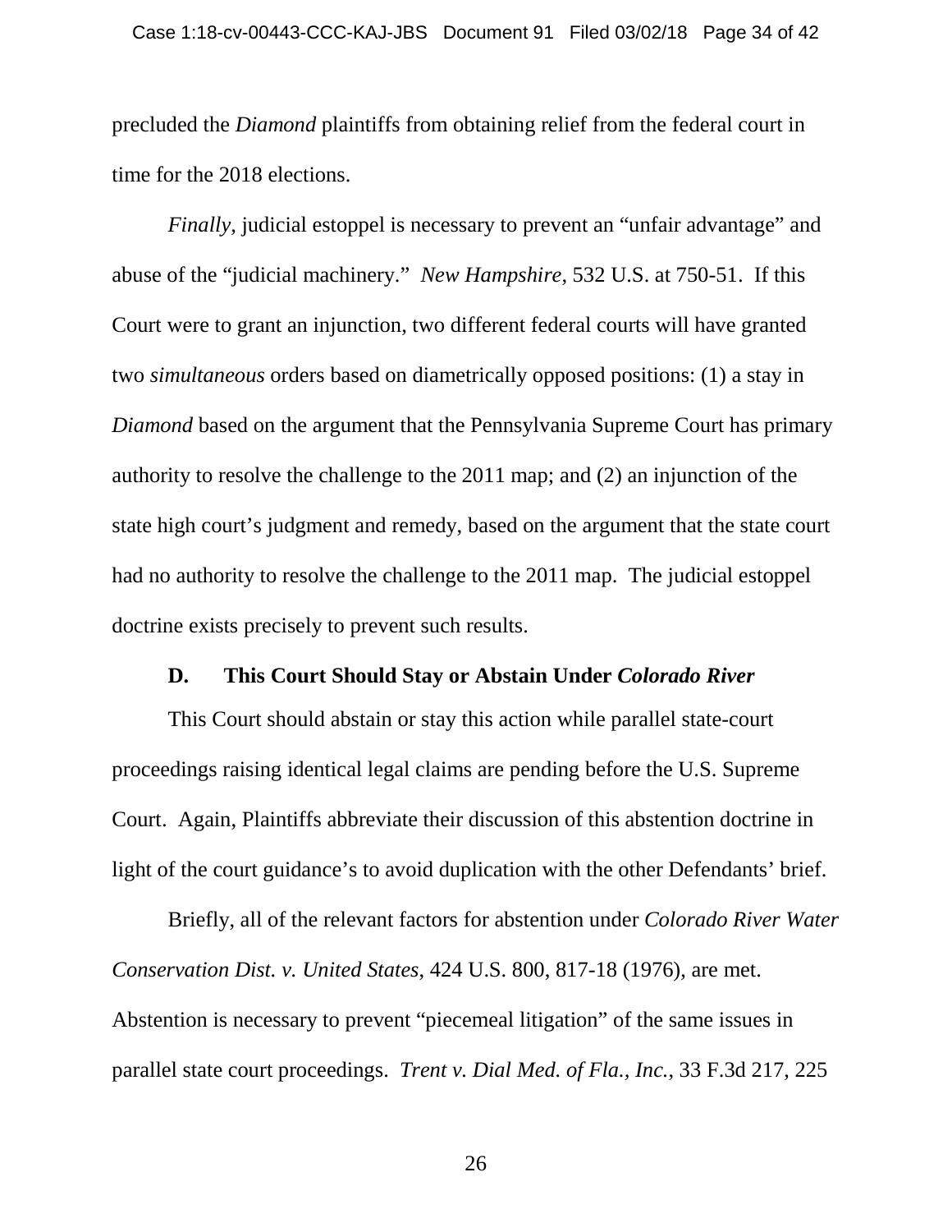precluded the *Diamond* plaintiffs from obtaining relief from the federal court in time for the 2018 elections.

*Finally*, judicial estoppel is necessary to prevent an "unfair advantage" and abuse of the "judicial machinery." *New Hampshire*, 532 U.S. at 750-51. If this Court were to grant an injunction, two different federal courts will have granted two *simultaneous* orders based on diametrically opposed positions: (1) a stay in *Diamond* based on the argument that the Pennsylvania Supreme Court has primary authority to resolve the challenge to the 2011 map; and (2) an injunction of the state high court's judgment and remedy, based on the argument that the state court had no authority to resolve the challenge to the 2011 map. The judicial estoppel doctrine exists precisely to prevent such results.

### D. This Court Should Stay or Abstain Under *Colorado River*

This Court should abstain or stay this action while parallel state-court proceedings raising identical legal claims are pending before the U.S. Supreme Court. Again, Plaintiffs abbreviate their discussion of this abstention doctrine in light of the court guidance's to avoid duplication with the other Defendants' brief.

Briefly, all of the relevant factors for abstention under *Colorado River Water Conservation Dist. v. United States*, 424 U.S. 800, 817-18 (1976), are met. Abstention is necessary to prevent "piecemeal litigation" of the same issues in parallel state court proceedings. *Trent v. Dial Med. of Fla., Inc.*, 33 F.3d 217, 225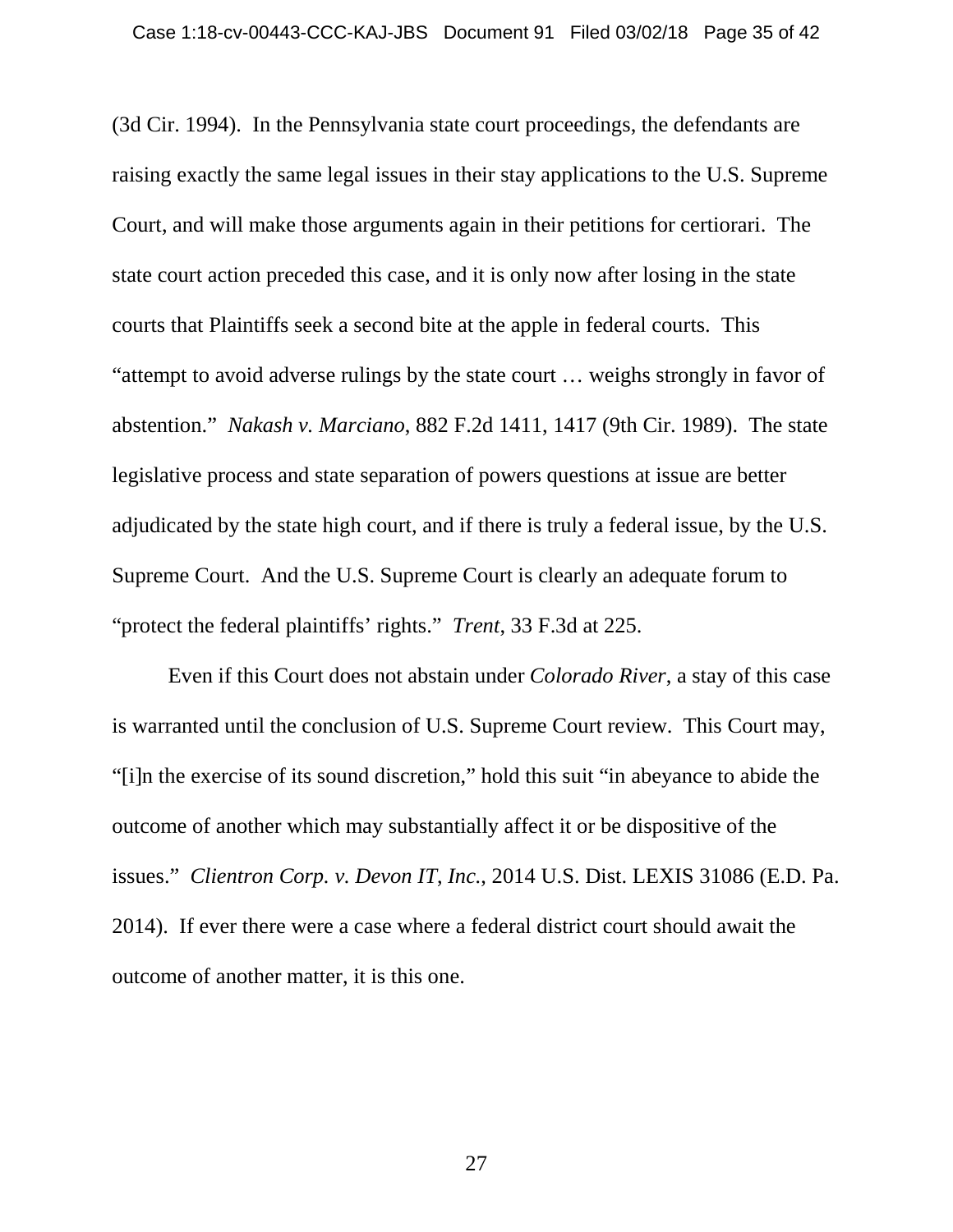(3d Cir. 1994). In the Pennsylvania state court proceedings, the defendants are raising exactly the same legal issues in their stay applications to the U.S. Supreme Court, and will make those arguments again in their petitions for certiorari. The state court action preceded this case, and it is only now after losing in the state courts that Plaintiffs seek a second bite at the apple in federal courts. This "attempt to avoid adverse rulings by the state court … weighs strongly in favor of abstention." *Nakash v. Marciano*, 882 F.2d 1411, 1417 (9th Cir. 1989). The state legislative process and state separation of powers questions at issue are better adjudicated by the state high court, and if there is truly a federal issue, by the U.S. Supreme Court. And the U.S. Supreme Court is clearly an adequate forum to "protect the federal plaintiffs' rights." *Trent*, 33 F.3d at 225.

Even if this Court does not abstain under *Colorado River*, a stay of this case is warranted until the conclusion of U.S. Supreme Court review. This Court may, "[i]n the exercise of its sound discretion," hold this suit "in abeyance to abide the outcome of another which may substantially affect it or be dispositive of the issues." *Clientron Corp. v. Devon IT, Inc.*, 2014 U.S. Dist. LEXIS 31086 (E.D. Pa. 2014). If ever there were a case where a federal district court should await the outcome of another matter, it is this one.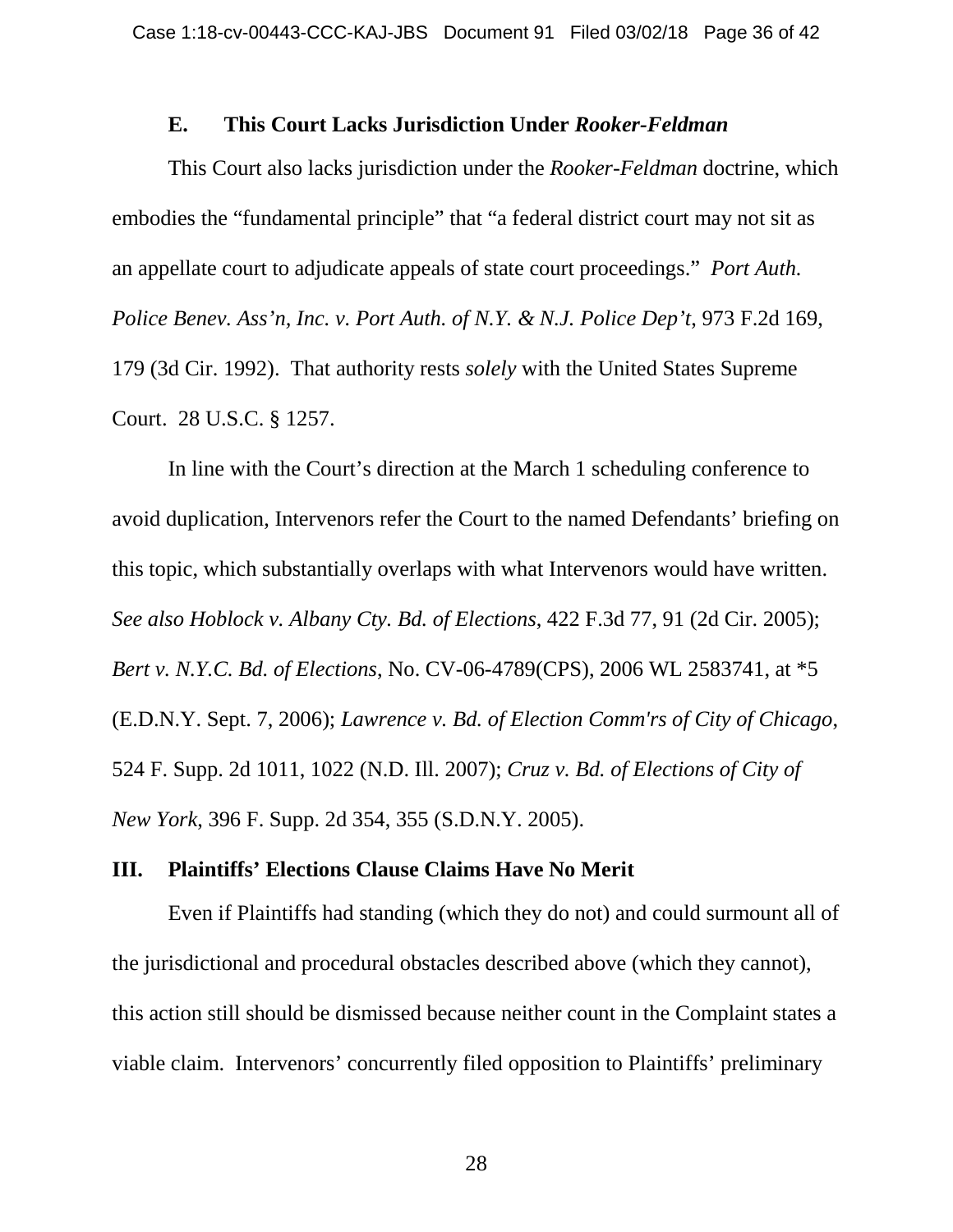### E. This Court Lacks Jurisdiction Under *Rooker-Feldman*

This Court also lacks jurisdiction under the *Rooker-Feldman* doctrine, which embodies the "fundamental principle" that "a federal district court may not sit as an appellate court to adjudicate appeals of state court proceedings." *Port Auth. Police Benev. Ass'n, Inc. v. Port Auth. of N.Y. & N.J. Police Dep't*, 973 F.2d 169, 179 (3d Cir. 1992). That authority rests *solely* with the United States Supreme Court. 28 U.S.C. § 1257.

In line with the Court's direction at the March 1 scheduling conference to avoid duplication, Intervenors refer the Court to the named Defendants' briefing on this topic, which substantially overlaps with what Intervenors would have written. *See also Hoblock v. Albany Cty. Bd. of Elections*, 422 F.3d 77, 91 (2d Cir. 2005); *Bert v. N.Y.C. Bd. of Elections*, No. CV-06-4789(CPS), 2006 WL 2583741, at *5 (E.D.N.Y. Sept. 7, 2006); *Lawrence v. Bd. of Election Comm'rs of City of Chicago*, 524 F. Supp. 2d 1011, 1022 (N.D. Ill. 2007); *Cruz v. Bd. of Elections of City of New York*, 396 F. Supp. 2d 354, 355 (S.D.N.Y. 2005).

## III. Plaintiffs' Elections Clause Claims Have No Merit

Even if Plaintiffs had standing (which they do not) and could surmount all of the jurisdictional and procedural obstacles described above (which they cannot), this action still should be dismissed because neither count in the Complaint states a viable claim. Intervenors' concurrently filed opposition to Plaintiffs' preliminary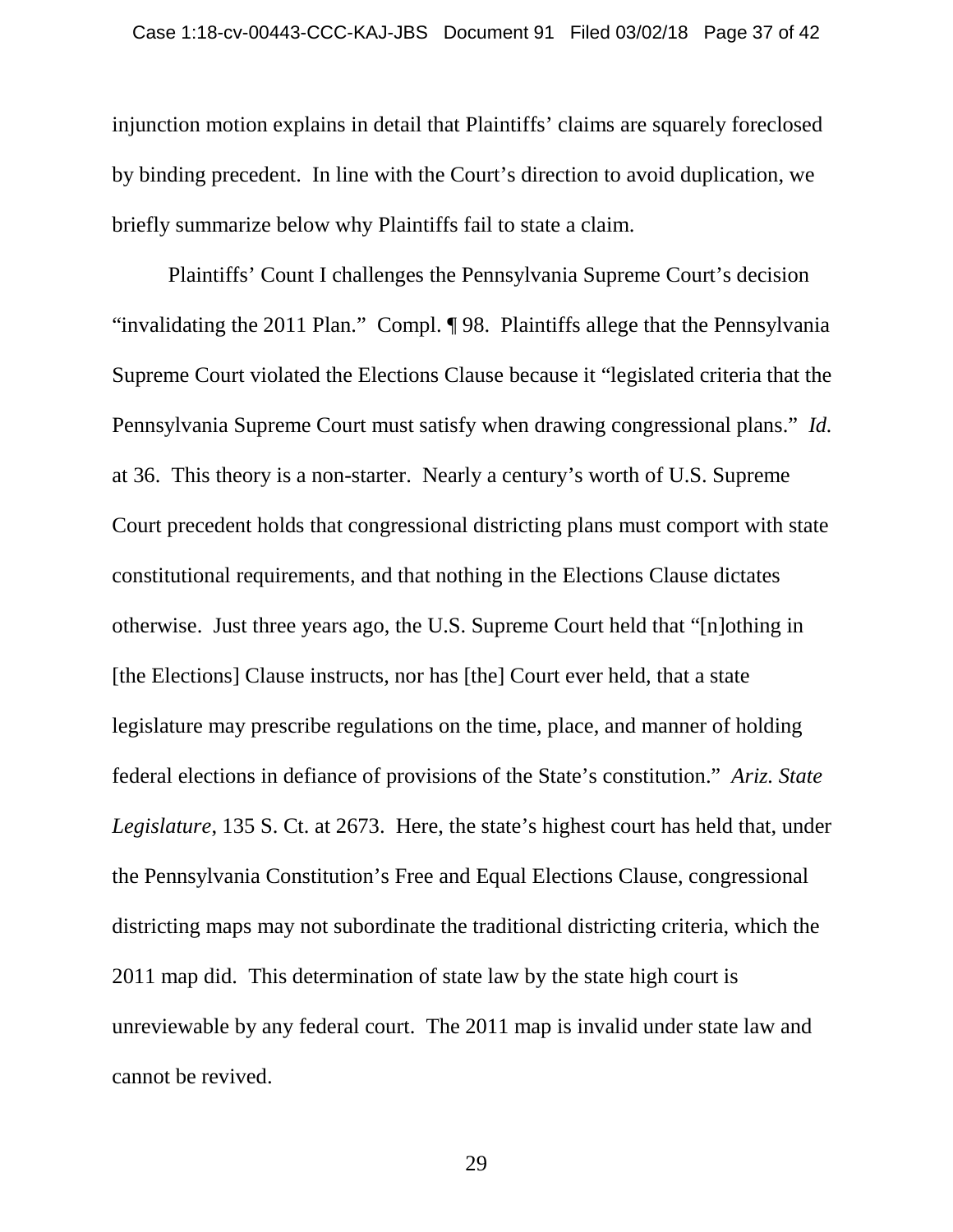injunction motion explains in detail that Plaintiffs' claims are squarely foreclosed by binding precedent. In line with the Court's direction to avoid duplication, we briefly summarize below why Plaintiffs fail to state a claim.

Plaintiffs' Count I challenges the Pennsylvania Supreme Court's decision "invalidating the 2011 Plan." Compl. ¶ 98. Plaintiffs allege that the Pennsylvania Supreme Court violated the Elections Clause because it "legislated criteria that the Pennsylvania Supreme Court must satisfy when drawing congressional plans." *Id.* at 36. This theory is a non-starter. Nearly a century's worth of U.S. Supreme Court precedent holds that congressional districting plans must comport with state constitutional requirements, and that nothing in the Elections Clause dictates otherwise. Just three years ago, the U.S. Supreme Court held that "[n]othing in [the Elections] Clause instructs, nor has [the] Court ever held, that a state legislature may prescribe regulations on the time, place, and manner of holding federal elections in defiance of provisions of the State's constitution." *Ariz. State Legislature*, 135 S. Ct. at 2673. Here, the state's highest court has held that, under the Pennsylvania Constitution's Free and Equal Elections Clause, congressional districting maps may not subordinate the traditional districting criteria, which the 2011 map did. This determination of state law by the state high court is unreviewable by any federal court. The 2011 map is invalid under state law and cannot be revived.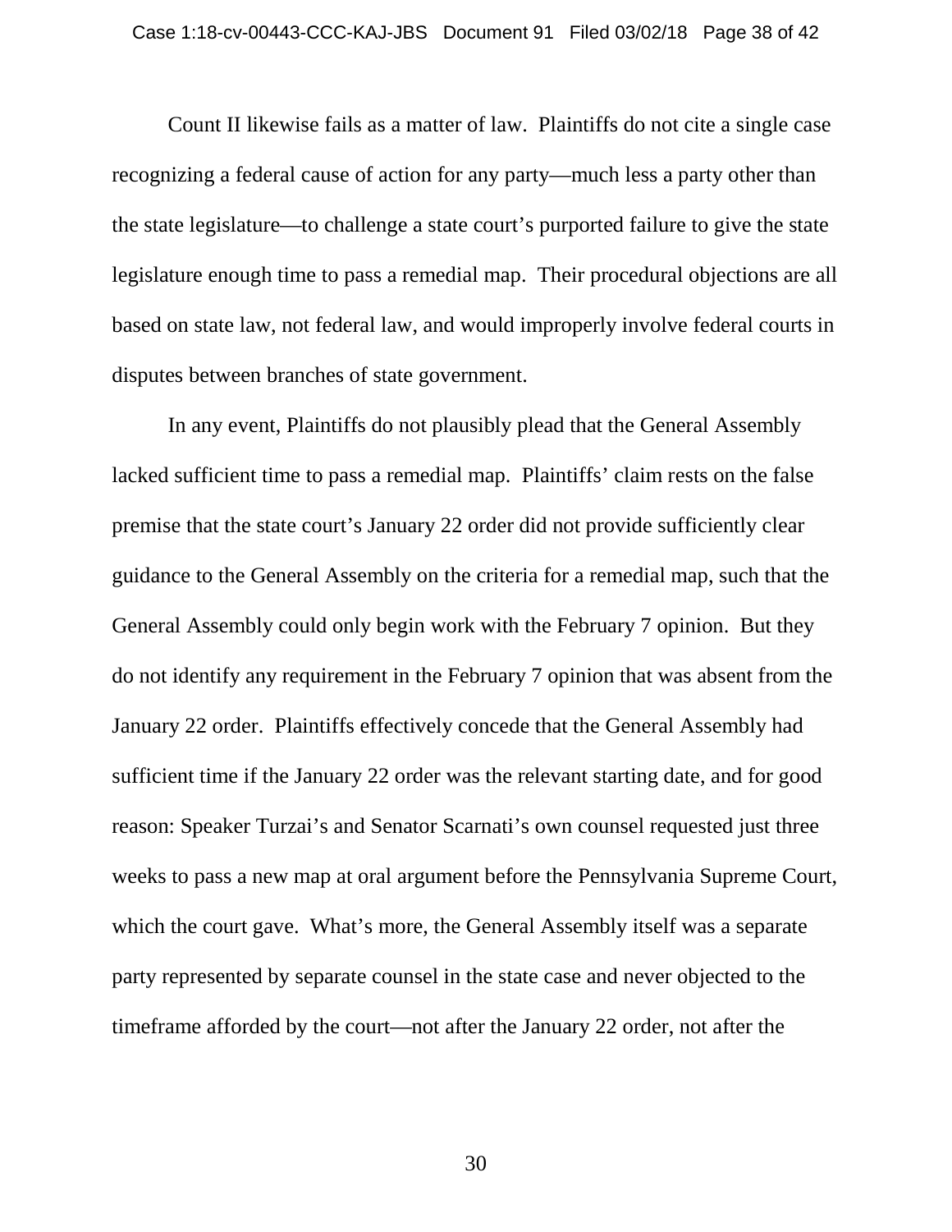Count II likewise fails as a matter of law. Plaintiffs do not cite a single case recognizing a federal cause of action for any party—much less a party other than the state legislature—to challenge a state court's purported failure to give the state legislature enough time to pass a remedial map. Their procedural objections are all based on state law, not federal law, and would improperly involve federal courts in disputes between branches of state government.

In any event, Plaintiffs do not plausibly plead that the General Assembly lacked sufficient time to pass a remedial map. Plaintiffs' claim rests on the false premise that the state court's January 22 order did not provide sufficiently clear guidance to the General Assembly on the criteria for a remedial map, such that the General Assembly could only begin work with the February 7 opinion. But they do not identify any requirement in the February 7 opinion that was absent from the January 22 order. Plaintiffs effectively concede that the General Assembly had sufficient time if the January 22 order was the relevant starting date, and for good reason: Speaker Turzai's and Senator Scarnati's own counsel requested just three weeks to pass a new map at oral argument before the Pennsylvania Supreme Court, which the court gave. What's more, the General Assembly itself was a separate party represented by separate counsel in the state case and never objected to the timeframe afforded by the court—not after the January 22 order, not after the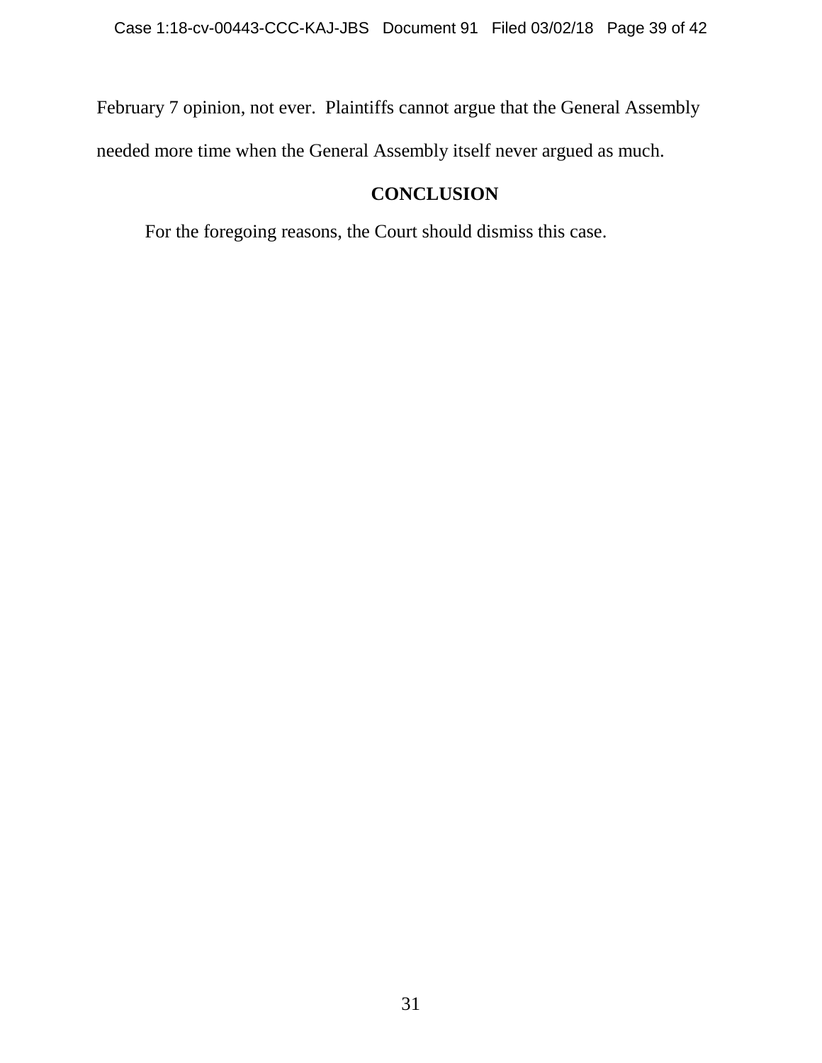February 7 opinion, not ever. Plaintiffs cannot argue that the General Assembly needed more time when the General Assembly itself never argued as much.

## CONCLUSION

For the foregoing reasons, the Court should dismiss this case.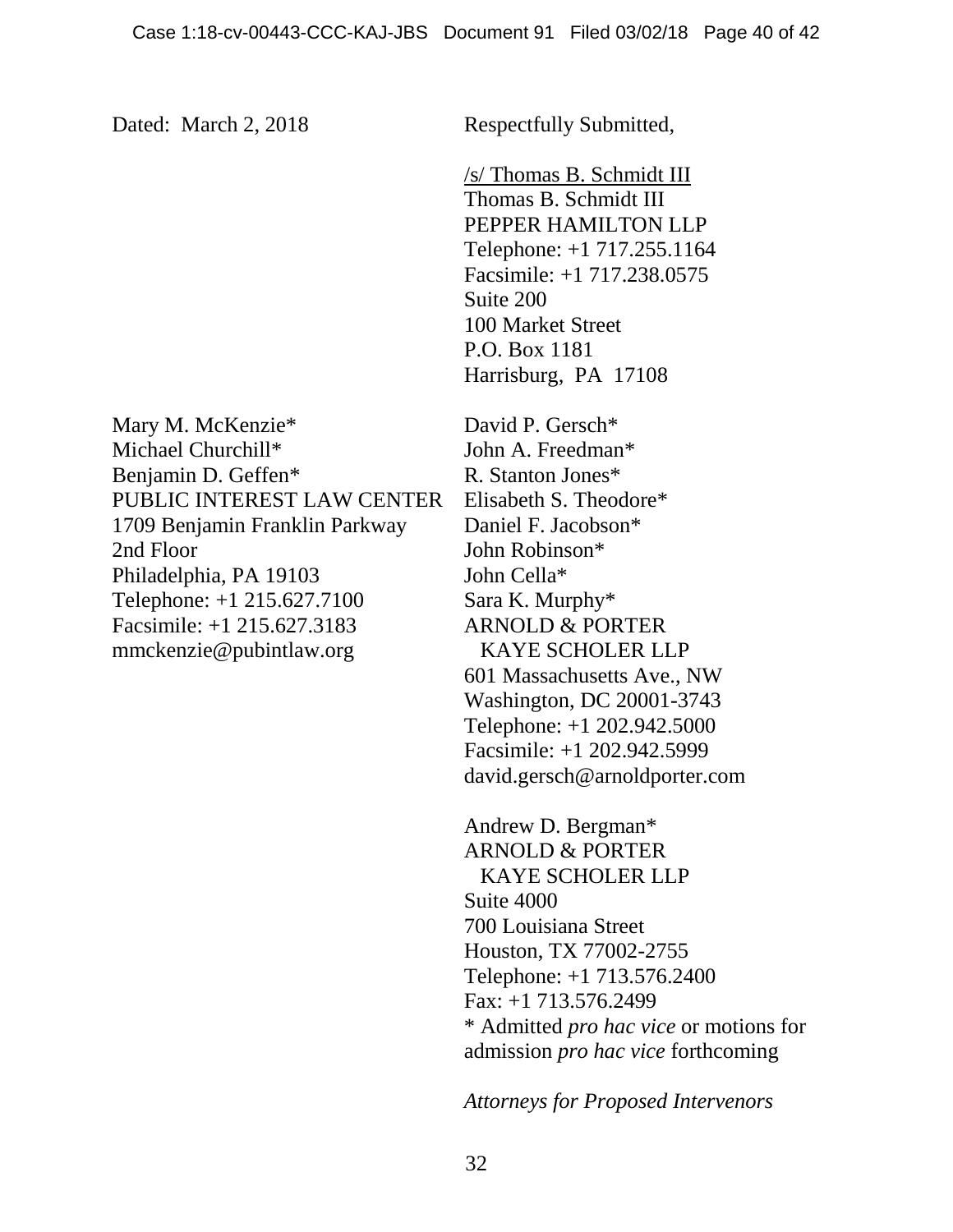Dated: March 2, 2018

Respectfully Submitted,

/s/ Thomas B. Schmidt III
Thomas B. Schmidt III
PEPPER HAMILTON LLP
Telephone: +1 717.255.1164
Facsimile: +1 717.238.0575
Suite 200
100 Market Street
P.O. Box 1181
Harrisburg, PA 17108

Mary M. McKenzie*
Michael Churchill*
Benjamin D. Geffen*
PUBLIC INTEREST LAW CENTER
1709 Benjamin Franklin Parkway
2nd Floor
Philadelphia, PA 19103
Telephone: +1 215.627.7100
Facsimile: +1 215.627.3183
mmckenzie@pubintlaw.org

David P. Gersch*
John A. Freedman*
R. Stanton Jones*
Elisabeth S. Theodore*
Daniel F. Jacobson*
John Robinson*
John Cella*
Sara K. Murphy*
ARNOLD & PORTER
KAYE SCHOLER LLP
601 Massachusetts Ave., NW
Washington, DC 20001-3743
Telephone: +1 202.942.5000
Facsimile: +1 202.942.5999
david.gersch@arnoldporter.com

Andrew D. Bergman*
ARNOLD & PORTER
KAYE SCHOLER LLP
Suite 4000
700 Louisiana Street
Houston, TX 77002-2755
Telephone: +1 713.576.2400
Fax: +1 713.576.2499
* Admitted *pro hac vice* or motions for admission *pro hac vice* forthcoming

*Attorneys for Proposed Intervenors*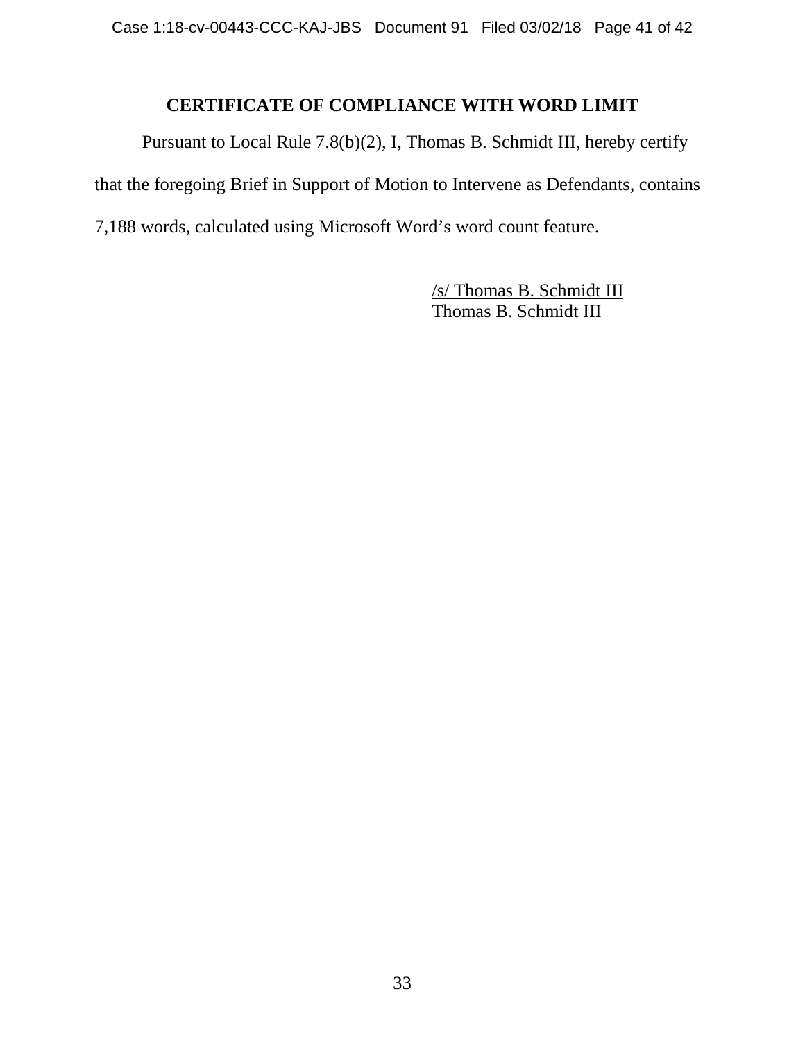## CERTIFICATE OF COMPLIANCE WITH WORD LIMIT

Pursuant to Local Rule 7.8(b)(2), I, Thomas B. Schmidt III, hereby certify that the foregoing Brief in Support of Motion to Intervene as Defendants, contains 7,188 words, calculated using Microsoft Word's word count feature.

/s/ Thomas B. Schmidt III
Thomas B. Schmidt III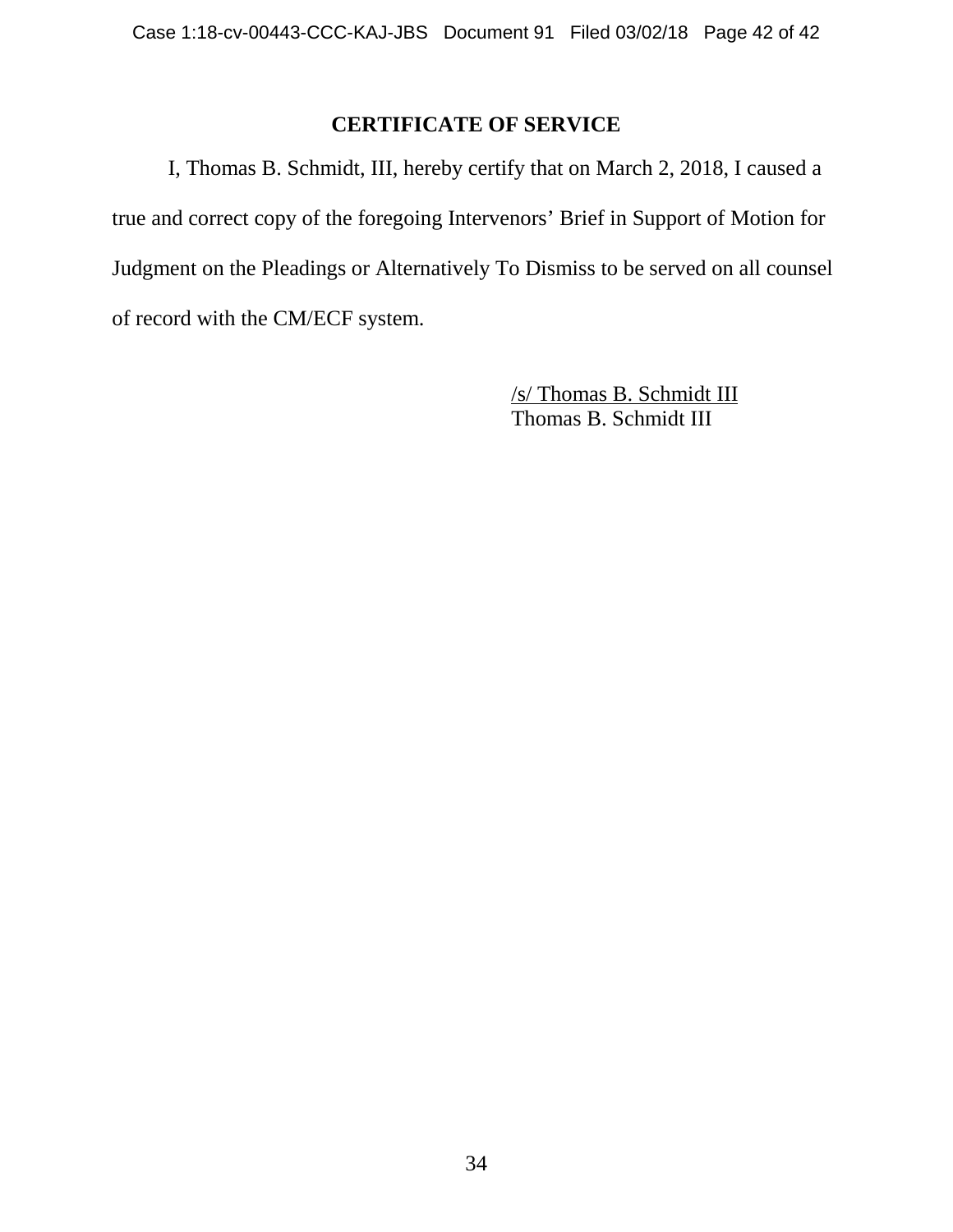## CERTIFICATE OF SERVICE

I, Thomas B. Schmidt, III, hereby certify that on March 2, 2018, I caused a true and correct copy of the foregoing Intervenors' Brief in Support of Motion for Judgment on the Pleadings or Alternatively To Dismiss to be served on all counsel of record with the CM/ECF system.

/s/ Thomas B. Schmidt III
Thomas B. Schmidt III